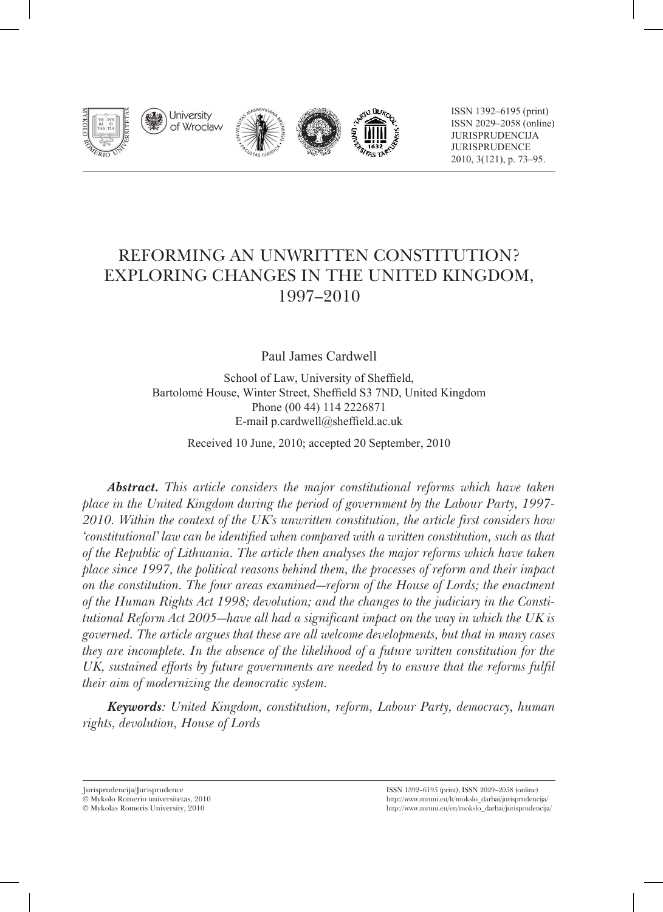ISSN 1392–6195 (print)
ISSN 2029–2058 (online)
JURISPRUDENCIJA
JURISPRUDENCE
2010, 3(121), p. 73–95.

# REFORMING AN UNWRITTEN CONSTITUTION? EXPLORING CHANGES IN THE UNITED KINGDOM, 1997–2010

Paul James Cardwell

School of Law, University of Sheffield,
Bartolomé House, Winter Street, Sheffield S3 7ND, United Kingdom
Phone (00 44) 114 2226871
E-mail p.cardwell@sheffield.ac.uk

Received 10 June, 2010; accepted 20 September, 2010

***Abstract.*** *This article considers the major constitutional reforms which have taken place in the United Kingdom during the period of government by the Labour Party, 1997-2010. Within the context of the UK's unwritten constitution, the article first considers how 'constitutional' law can be identified when compared with a written constitution, such as that of the Republic of Lithuania. The article then analyses the major reforms which have taken place since 1997, the political reasons behind them, the processes of reform and their impact on the constitution. The four areas examined—reform of the House of Lords; the enactment of the Human Rights Act 1998; devolution; and the changes to the judiciary in the Constitutional Reform Act 2005—have all had a significant impact on the way in which the UK is governed. The article argues that these are all welcome developments, but that in many cases they are incomplete. In the absence of the likelihood of a future written constitution for the UK, sustained efforts by future governments are needed by to ensure that the reforms fulfil their aim of modernizing the democratic system.*

***Keywords****: United Kingdom, constitution, reform, Labour Party, democracy, human rights, devolution, House of Lords*

Jurisprudencija/Jurisprudence
© Mykolo Romerio universitetas, 2010
© Mykolas Romeris University, 2010

ISSN 1392–6195 (print), ISSN 2029–2058 (online)
http://www.mruni.eu/lt/mokslo_darbai/jurisprudencija/
http://www.mruni.eu/en/mokslo_darbai/jurisprudencija/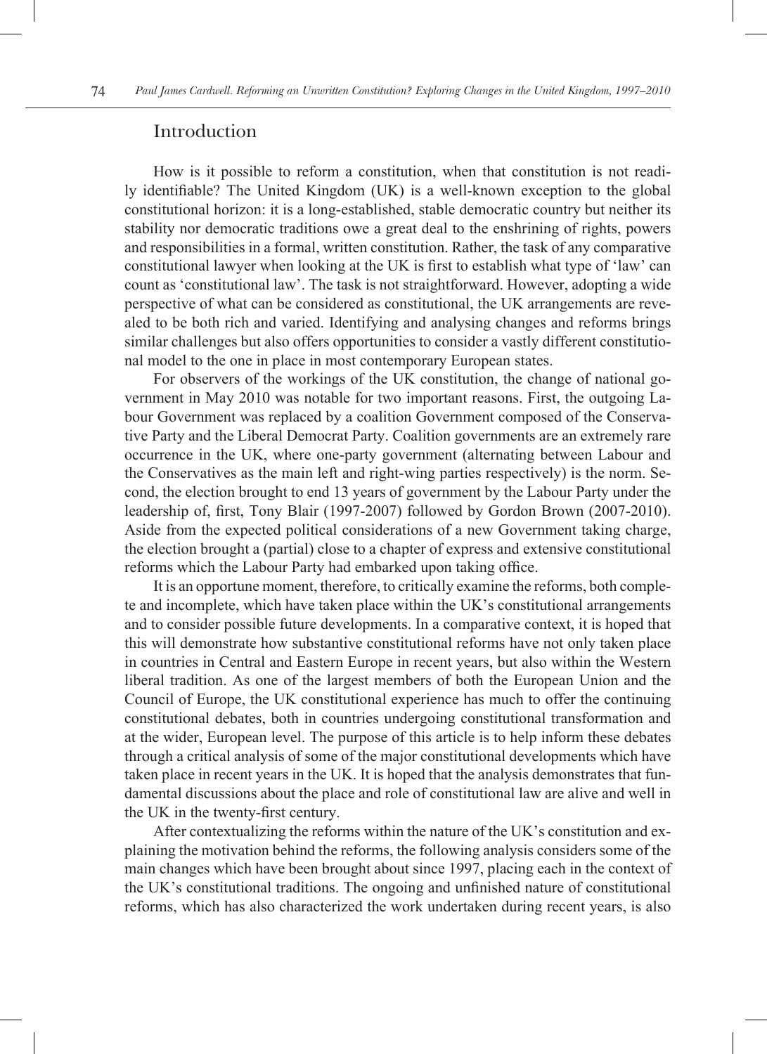## Introduction

How is it possible to reform a constitution, when that constitution is not readily identifiable? The United Kingdom (UK) is a well-known exception to the global constitutional horizon: it is a long-established, stable democratic country but neither its stability nor democratic traditions owe a great deal to the enshrining of rights, powers and responsibilities in a formal, written constitution. Rather, the task of any comparative constitutional lawyer when looking at the UK is first to establish what type of 'law' can count as 'constitutional law'. The task is not straightforward. However, adopting a wide perspective of what can be considered as constitutional, the UK arrangements are revealed to be both rich and varied. Identifying and analysing changes and reforms brings similar challenges but also offers opportunities to consider a vastly different constitutional model to the one in place in most contemporary European states.

For observers of the workings of the UK constitution, the change of national government in May 2010 was notable for two important reasons. First, the outgoing Labour Government was replaced by a coalition Government composed of the Conservative Party and the Liberal Democrat Party. Coalition governments are an extremely rare occurrence in the UK, where one-party government (alternating between Labour and the Conservatives as the main left and right-wing parties respectively) is the norm. Second, the election brought to end 13 years of government by the Labour Party under the leadership of, first, Tony Blair (1997-2007) followed by Gordon Brown (2007-2010). Aside from the expected political considerations of a new Government taking charge, the election brought a (partial) close to a chapter of express and extensive constitutional reforms which the Labour Party had embarked upon taking office.

It is an opportune moment, therefore, to critically examine the reforms, both complete and incomplete, which have taken place within the UK's constitutional arrangements and to consider possible future developments. In a comparative context, it is hoped that this will demonstrate how substantive constitutional reforms have not only taken place in countries in Central and Eastern Europe in recent years, but also within the Western liberal tradition. As one of the largest members of both the European Union and the Council of Europe, the UK constitutional experience has much to offer the continuing constitutional debates, both in countries undergoing constitutional transformation and at the wider, European level. The purpose of this article is to help inform these debates through a critical analysis of some of the major constitutional developments which have taken place in recent years in the UK. It is hoped that the analysis demonstrates that fundamental discussions about the place and role of constitutional law are alive and well in the UK in the twenty-first century.

After contextualizing the reforms within the nature of the UK's constitution and explaining the motivation behind the reforms, the following analysis considers some of the main changes which have been brought about since 1997, placing each in the context of the UK's constitutional traditions. The ongoing and unfinished nature of constitutional reforms, which has also characterized the work undertaken during recent years, is also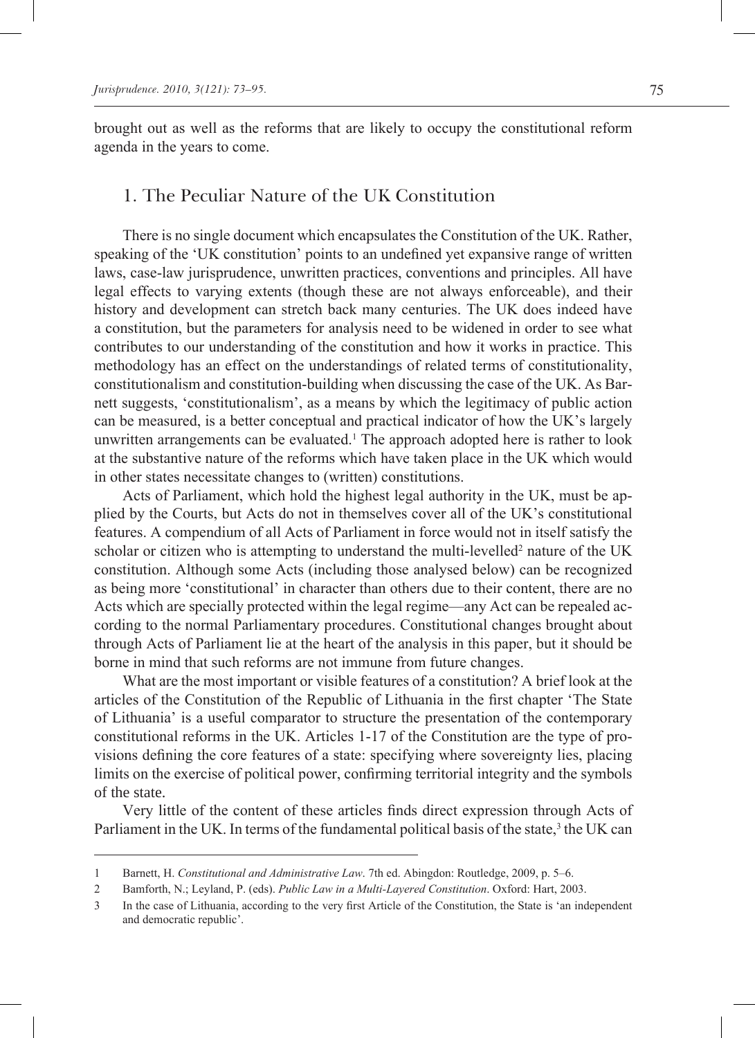brought out as well as the reforms that are likely to occupy the constitutional reform agenda in the years to come.

## 1. The Peculiar Nature of the UK Constitution

There is no single document which encapsulates the Constitution of the UK. Rather, speaking of the 'UK constitution' points to an undefined yet expansive range of written laws, case-law jurisprudence, unwritten practices, conventions and principles. All have legal effects to varying extents (though these are not always enforceable), and their history and development can stretch back many centuries. The UK does indeed have a constitution, but the parameters for analysis need to be widened in order to see what contributes to our understanding of the constitution and how it works in practice. This methodology has an effect on the understandings of related terms of constitutionality, constitutionalism and constitution-building when discussing the case of the UK. As Barnett suggests, 'constitutionalism', as a means by which the legitimacy of public action can be measured, is a better conceptual and practical indicator of how the UK's largely unwritten arrangements can be evaluated.[1] The approach adopted here is rather to look at the substantive nature of the reforms which have taken place in the UK which would in other states necessitate changes to (written) constitutions.

Acts of Parliament, which hold the highest legal authority in the UK, must be applied by the Courts, but Acts do not in themselves cover all of the UK's constitutional features. A compendium of all Acts of Parliament in force would not in itself satisfy the scholar or citizen who is attempting to understand the multi-levelled[2] nature of the UK constitution. Although some Acts (including those analysed below) can be recognized as being more 'constitutional' in character than others due to their content, there are no Acts which are specially protected within the legal regime—any Act can be repealed according to the normal Parliamentary procedures. Constitutional changes brought about through Acts of Parliament lie at the heart of the analysis in this paper, but it should be borne in mind that such reforms are not immune from future changes.

What are the most important or visible features of a constitution? A brief look at the articles of the Constitution of the Republic of Lithuania in the first chapter 'The State of Lithuania' is a useful comparator to structure the presentation of the contemporary constitutional reforms in the UK. Articles 1-17 of the Constitution are the type of provisions defining the core features of a state: specifying where sovereignty lies, placing limits on the exercise of political power, confirming territorial integrity and the symbols of the state.

Very little of the content of these articles finds direct expression through Acts of Parliament in the UK. In terms of the fundamental political basis of the state,[3] the UK can

---

1 Barnett, H. *Constitutional and Administrative Law*. 7th ed. Abingdon: Routledge, 2009, p. 5–6.

2 Bamforth, N.; Leyland, P. (eds). *Public Law in a Multi-Layered Constitution*. Oxford: Hart, 2003.

3 In the case of Lithuania, according to the very first Article of the Constitution, the State is 'an independent and democratic republic'.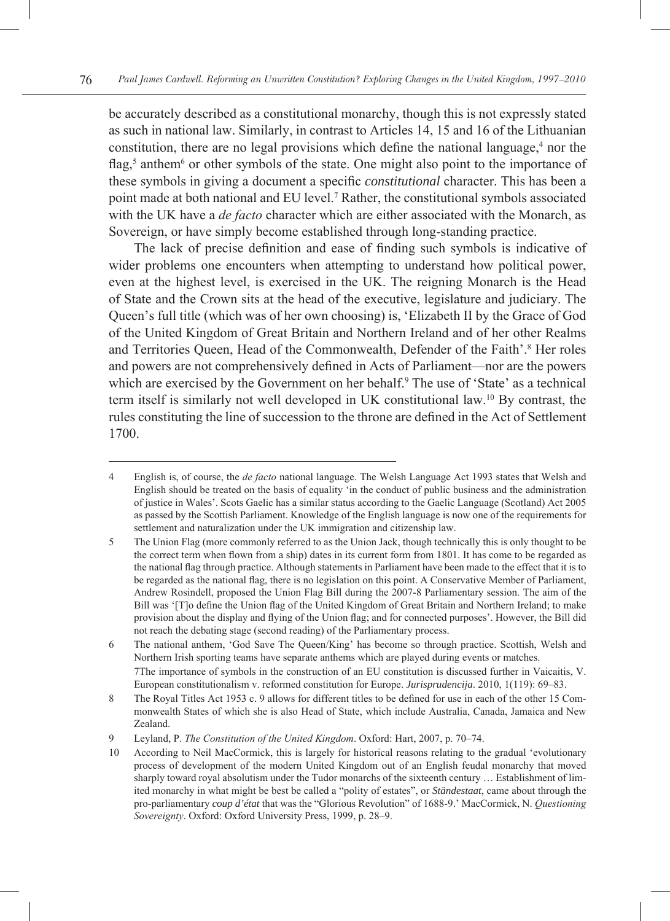be accurately described as a constitutional monarchy, though this is not expressly stated as such in national law. Similarly, in contrast to Articles 14, 15 and 16 of the Lithuanian constitution, there are no legal provisions which define the national language,[4] nor the flag,[5] anthem[6] or other symbols of the state. One might also point to the importance of these symbols in giving a document a specific *constitutional* character. This has been a point made at both national and EU level.[7] Rather, the constitutional symbols associated with the UK have a *de facto* character which are either associated with the Monarch, as Sovereign, or have simply become established through long-standing practice.

The lack of precise definition and ease of finding such symbols is indicative of wider problems one encounters when attempting to understand how political power, even at the highest level, is exercised in the UK. The reigning Monarch is the Head of State and the Crown sits at the head of the executive, legislature and judiciary. The Queen's full title (which was of her own choosing) is, 'Elizabeth II by the Grace of God of the United Kingdom of Great Britain and Northern Ireland and of her other Realms and Territories Queen, Head of the Commonwealth, Defender of the Faith'.[8] Her roles and powers are not comprehensively defined in Acts of Parliament—nor are the powers which are exercised by the Government on her behalf.[9] The use of 'State' as a technical term itself is similarly not well developed in UK constitutional law.[10] By contrast, the rules constituting the line of succession to the throne are defined in the Act of Settlement 1700.

---

4 English is, of course, the *de facto* national language. The Welsh Language Act 1993 states that Welsh and English should be treated on the basis of equality 'in the conduct of public business and the administration of justice in Wales'. Scots Gaelic has a similar status according to the Gaelic Language (Scotland) Act 2005 as passed by the Scottish Parliament. Knowledge of the English language is now one of the requirements for settlement and naturalization under the UK immigration and citizenship law.

5 The Union Flag (more commonly referred to as the Union Jack, though technically this is only thought to be the correct term when flown from a ship) dates in its current form from 1801. It has come to be regarded as the national flag through practice. Although statements in Parliament have been made to the effect that it is to be regarded as the national flag, there is no legislation on this point. A Conservative Member of Parliament, Andrew Rosindell, proposed the Union Flag Bill during the 2007-8 Parliamentary session. The aim of the Bill was '[T]o define the Union flag of the United Kingdom of Great Britain and Northern Ireland; to make provision about the display and flying of the Union flag; and for connected purposes'. However, the Bill did not reach the debating stage (second reading) of the Parliamentary process.

6 The national anthem, 'God Save The Queen/King' has become so through practice. Scottish, Welsh and Northern Irish sporting teams have separate anthems which are played during events or matches.

7 The importance of symbols in the construction of an EU constitution is discussed further in Vaicaitis, V. European constitutionalism v. reformed constitution for Europe. *Jurisprudencija*. 2010, 1(119): 69–83.

8 The Royal Titles Act 1953 c. 9 allows for different titles to be defined for use in each of the other 15 Commonwealth States of which she is also Head of State, which include Australia, Canada, Jamaica and New Zealand.

9 Leyland, P. *The Constitution of the United Kingdom*. Oxford: Hart, 2007, p. 70–74.

10 According to Neil MacCormick, this is largely for historical reasons relating to the gradual 'evolutionary process of development of the modern United Kingdom out of an English feudal monarchy that moved sharply toward royal absolutism under the Tudor monarchs of the sixteenth century … Establishment of limited monarchy in what might be best be called a "polity of estates", or *Ständestaat*, came about through the pro-parliamentary *coup d'état* that was the "Glorious Revolution" of 1688-9.' MacCormick, N. *Questioning Sovereignty*. Oxford: Oxford University Press, 1999, p. 28–9.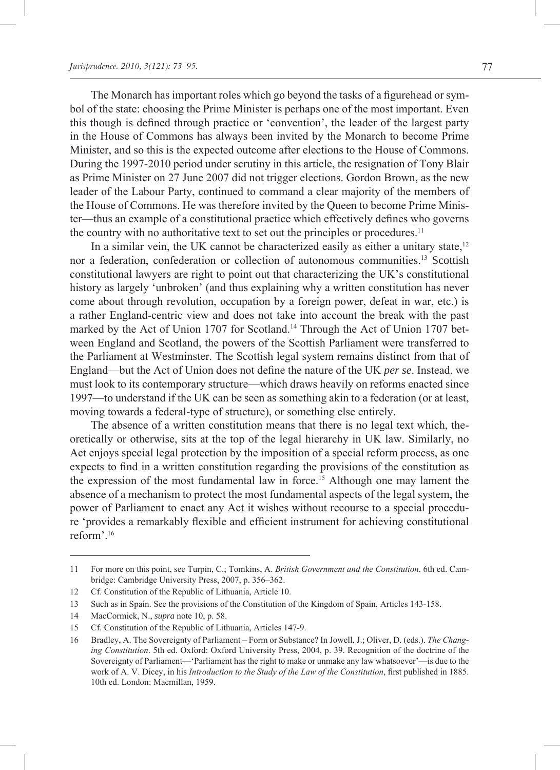The Monarch has important roles which go beyond the tasks of a figurehead or symbol of the state: choosing the Prime Minister is perhaps one of the most important. Even this though is defined through practice or 'convention', the leader of the largest party in the House of Commons has always been invited by the Monarch to become Prime Minister, and so this is the expected outcome after elections to the House of Commons. During the 1997-2010 period under scrutiny in this article, the resignation of Tony Blair as Prime Minister on 27 June 2007 did not trigger elections. Gordon Brown, as the new leader of the Labour Party, continued to command a clear majority of the members of the House of Commons. He was therefore invited by the Queen to become Prime Minister—thus an example of a constitutional practice which effectively defines who governs the country with no authoritative text to set out the principles or procedures.[11]

In a similar vein, the UK cannot be characterized easily as either a unitary state,[12] nor a federation, confederation or collection of autonomous communities.[13] Scottish constitutional lawyers are right to point out that characterizing the UK's constitutional history as largely 'unbroken' (and thus explaining why a written constitution has never come about through revolution, occupation by a foreign power, defeat in war, etc.) is a rather England-centric view and does not take into account the break with the past marked by the Act of Union 1707 for Scotland.[14] Through the Act of Union 1707 between England and Scotland, the powers of the Scottish Parliament were transferred to the Parliament at Westminster. The Scottish legal system remains distinct from that of England—but the Act of Union does not define the nature of the UK *per se*. Instead, we must look to its contemporary structure—which draws heavily on reforms enacted since 1997—to understand if the UK can be seen as something akin to a federation (or at least, moving towards a federal-type of structure), or something else entirely.

The absence of a written constitution means that there is no legal text which, theoretically or otherwise, sits at the top of the legal hierarchy in UK law. Similarly, no Act enjoys special legal protection by the imposition of a special reform process, as one expects to find in a written constitution regarding the provisions of the constitution as the expression of the most fundamental law in force.[15] Although one may lament the absence of a mechanism to protect the most fundamental aspects of the legal system, the power of Parliament to enact any Act it wishes without recourse to a special procedure 'provides a remarkably flexible and efficient instrument for achieving constitutional reform'.[16]

---

11 For more on this point, see Turpin, C.; Tomkins, A. *British Government and the Constitution*. 6th ed. Cambridge: Cambridge University Press, 2007, p. 356–362.

12 Cf. Constitution of the Republic of Lithuania, Article 10.

13 Such as in Spain. See the provisions of the Constitution of the Kingdom of Spain, Articles 143-158.

14 MacCormick, N., *supra* note 10, p. 58.

15 Cf. Constitution of the Republic of Lithuania, Articles 147-9.

16 Bradley, A. The Sovereignty of Parliament – Form or Substance? In Jowell, J.; Oliver, D. (eds.). *The Changing Constitution*. 5th ed. Oxford: Oxford University Press, 2004, p. 39. Recognition of the doctrine of the Sovereignty of Parliament—'Parliament has the right to make or unmake any law whatsoever'—is due to the work of A. V. Dicey, in his *Introduction to the Study of the Law of the Constitution*, first published in 1885. 10th ed. London: Macmillan, 1959.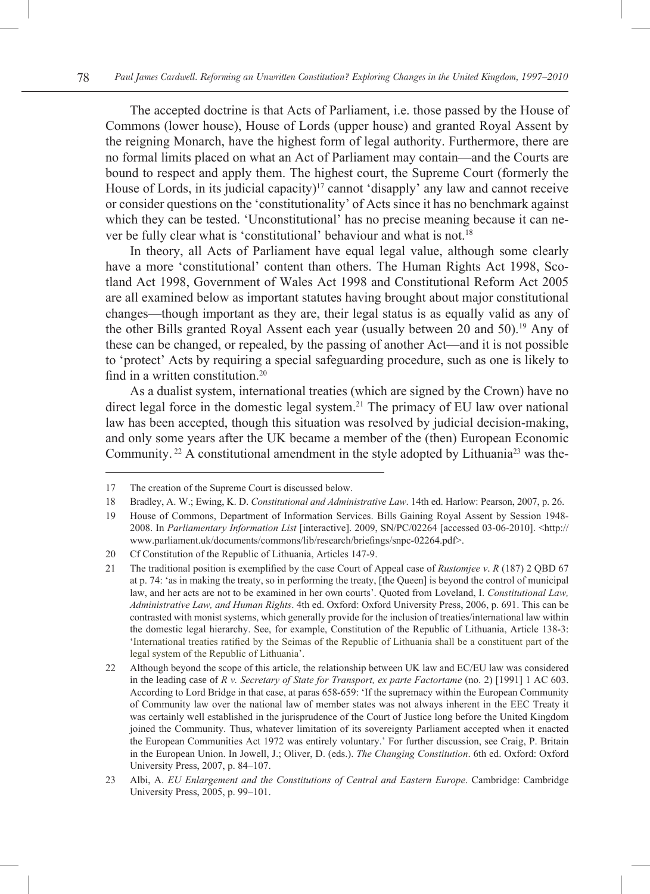The accepted doctrine is that Acts of Parliament, i.e. those passed by the House of Commons (lower house), House of Lords (upper house) and granted Royal Assent by the reigning Monarch, have the highest form of legal authority. Furthermore, there are no formal limits placed on what an Act of Parliament may contain—and the Courts are bound to respect and apply them. The highest court, the Supreme Court (formerly the House of Lords, in its judicial capacity)[17] cannot 'disapply' any law and cannot receive or consider questions on the 'constitutionality' of Acts since it has no benchmark against which they can be tested. 'Unconstitutional' has no precise meaning because it can never be fully clear what is 'constitutional' behaviour and what is not.[18]

In theory, all Acts of Parliament have equal legal value, although some clearly have a more 'constitutional' content than others. The Human Rights Act 1998, Scotland Act 1998, Government of Wales Act 1998 and Constitutional Reform Act 2005 are all examined below as important statutes having brought about major constitutional changes—though important as they are, their legal status is as equally valid as any of the other Bills granted Royal Assent each year (usually between 20 and 50).[19] Any of these can be changed, or repealed, by the passing of another Act—and it is not possible to 'protect' Acts by requiring a special safeguarding procedure, such as one is likely to find in a written constitution.[20]

As a dualist system, international treaties (which are signed by the Crown) have no direct legal force in the domestic legal system.[21] The primacy of EU law over national law has been accepted, though this situation was resolved by judicial decision-making, and only some years after the UK became a member of the (then) European Economic Community.[22] A constitutional amendment in the style adopted by Lithuania[23] was the-

---

17 The creation of the Supreme Court is discussed below.

18 Bradley, A. W.; Ewing, K. D. *Constitutional and Administrative Law*. 14th ed. Harlow: Pearson, 2007, p. 26.

19 House of Commons, Department of Information Services. Bills Gaining Royal Assent by Session 1948-2008. In *Parliamentary Information List* [interactive]. 2009, SN/PC/02264 [accessed 03-06-2010]. <http://www.parliament.uk/documents/commons/lib/research/briefings/snpc-02264.pdf>.

20 Cf Constitution of the Republic of Lithuania, Articles 147-9.

21 The traditional position is exemplified by the case Court of Appeal case of *Rustomjee v. R* (187) 2 QBD 67 at p. 74: 'as in making the treaty, so in performing the treaty, [the Queen] is beyond the control of municipal law, and her acts are not to be examined in her own courts'. Quoted from Loveland, I. *Constitutional Law, Administrative Law, and Human Rights*. 4th ed. Oxford: Oxford University Press, 2006, p. 691. This can be contrasted with monist systems, which generally provide for the inclusion of treaties/international law within the domestic legal hierarchy. See, for example, Constitution of the Republic of Lithuania, Article 138-3: 'International treaties ratified by the Seimas of the Republic of Lithuania shall be a constituent part of the legal system of the Republic of Lithuania'.

22 Although beyond the scope of this article, the relationship between UK law and EC/EU law was considered in the leading case of *R v. Secretary of State for Transport, ex parte Factortame* (no. 2) [1991] 1 AC 603. According to Lord Bridge in that case, at paras 658-659: 'If the supremacy within the European Community of Community law over the national law of member states was not always inherent in the EEC Treaty it was certainly well established in the jurisprudence of the Court of Justice long before the United Kingdom joined the Community. Thus, whatever limitation of its sovereignty Parliament accepted when it enacted the European Communities Act 1972 was entirely voluntary.' For further discussion, see Craig, P. Britain in the European Union. In Jowell, J.; Oliver, D. (eds.). *The Changing Constitution*. 6th ed. Oxford: Oxford University Press, 2007, p. 84–107.

23 Albi, A. *EU Enlargement and the Constitutions of Central and Eastern Europe*. Cambridge: Cambridge University Press, 2005, p. 99–101.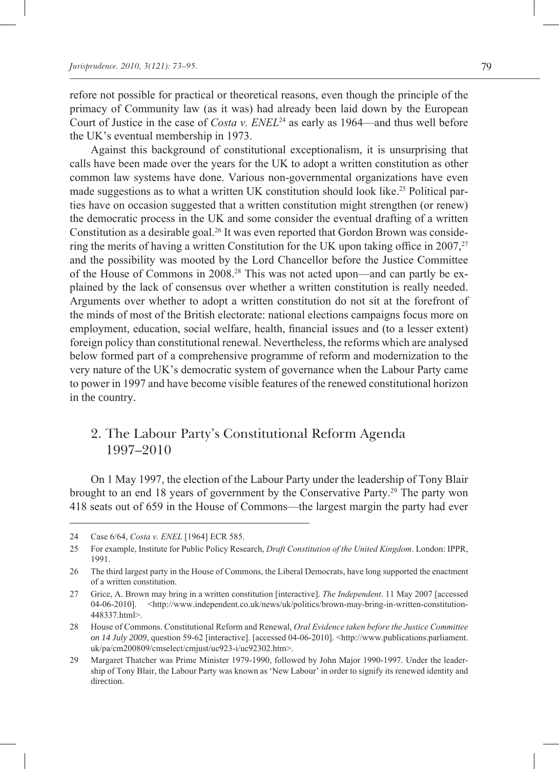refore not possible for practical or theoretical reasons, even though the principle of the primacy of Community law (as it was) had already been laid down by the European Court of Justice in the case of *Costa v. ENEL*[24] as early as 1964—and thus well before the UK's eventual membership in 1973.

Against this background of constitutional exceptionalism, it is unsurprising that calls have been made over the years for the UK to adopt a written constitution as other common law systems have done. Various non-governmental organizations have even made suggestions as to what a written UK constitution should look like.[25] Political parties have on occasion suggested that a written constitution might strengthen (or renew) the democratic process in the UK and some consider the eventual drafting of a written Constitution as a desirable goal.[26] It was even reported that Gordon Brown was considering the merits of having a written Constitution for the UK upon taking office in 2007,[27] and the possibility was mooted by the Lord Chancellor before the Justice Committee of the House of Commons in 2008.[28] This was not acted upon—and can partly be explained by the lack of consensus over whether a written constitution is really needed. Arguments over whether to adopt a written constitution do not sit at the forefront of the minds of most of the British electorate: national elections campaigns focus more on employment, education, social welfare, health, financial issues and (to a lesser extent) foreign policy than constitutional renewal. Nevertheless, the reforms which are analysed below formed part of a comprehensive programme of reform and modernization to the very nature of the UK's democratic system of governance when the Labour Party came to power in 1997 and have become visible features of the renewed constitutional horizon in the country.

## 2. The Labour Party's Constitutional Reform Agenda 1997–2010

On 1 May 1997, the election of the Labour Party under the leadership of Tony Blair brought to an end 18 years of government by the Conservative Party.[29] The party won 418 seats out of 659 in the House of Commons—the largest margin the party had ever

---

24 Case 6/64, *Costa v. ENEL* [1964] ECR 585.

25 For example, Institute for Public Policy Research, *Draft Constitution of the United Kingdom*. London: IPPR, 1991.

26 The third largest party in the House of Commons, the Liberal Democrats, have long supported the enactment of a written constitution.

27 Grice, A. Brown may bring in a written constitution [interactive]. *The Independent*. 11 May 2007 [accessed 04-06-2010]. <http://www.independent.co.uk/news/uk/politics/brown-may-bring-in-written-constitution-448337.html>.

28 House of Commons. Constitutional Reform and Renewal, *Oral Evidence taken before the Justice Committee on 14 July 2009*, question 59-62 [interactive]. [accessed 04-06-2010]. <http://www.publications.parliament.uk/pa/cm200809/cmselect/cmjust/uc923-i/uc92302.htm>.

29 Margaret Thatcher was Prime Minister 1979-1990, followed by John Major 1990-1997. Under the leadership of Tony Blair, the Labour Party was known as 'New Labour' in order to signify its renewed identity and direction.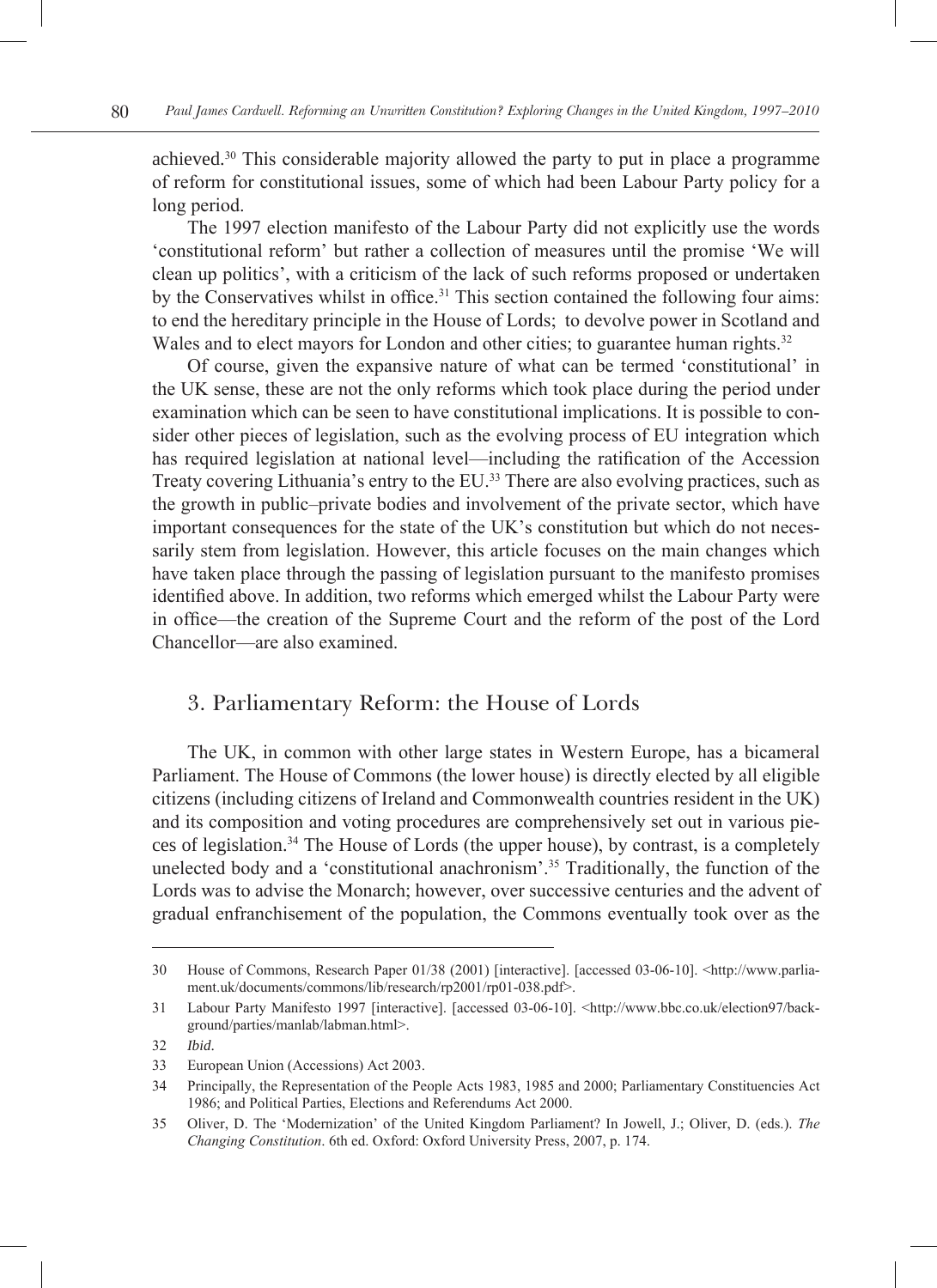achieved.[30] This considerable majority allowed the party to put in place a programme of reform for constitutional issues, some of which had been Labour Party policy for a long period.

The 1997 election manifesto of the Labour Party did not explicitly use the words 'constitutional reform' but rather a collection of measures until the promise 'We will clean up politics', with a criticism of the lack of such reforms proposed or undertaken by the Conservatives whilst in office.[31] This section contained the following four aims: to end the hereditary principle in the House of Lords; to devolve power in Scotland and Wales and to elect mayors for London and other cities; to guarantee human rights.[32]

Of course, given the expansive nature of what can be termed 'constitutional' in the UK sense, these are not the only reforms which took place during the period under examination which can be seen to have constitutional implications. It is possible to consider other pieces of legislation, such as the evolving process of EU integration which has required legislation at national level—including the ratification of the Accession Treaty covering Lithuania's entry to the EU.[33] There are also evolving practices, such as the growth in public–private bodies and involvement of the private sector, which have important consequences for the state of the UK's constitution but which do not necessarily stem from legislation. However, this article focuses on the main changes which have taken place through the passing of legislation pursuant to the manifesto promises identified above. In addition, two reforms which emerged whilst the Labour Party were in office—the creation of the Supreme Court and the reform of the post of the Lord Chancellor—are also examined.

## 3. Parliamentary Reform: the House of Lords

The UK, in common with other large states in Western Europe, has a bicameral Parliament. The House of Commons (the lower house) is directly elected by all eligible citizens (including citizens of Ireland and Commonwealth countries resident in the UK) and its composition and voting procedures are comprehensively set out in various pieces of legislation.[34] The House of Lords (the upper house), by contrast, is a completely unelected body and a 'constitutional anachronism'.[35] Traditionally, the function of the Lords was to advise the Monarch; however, over successive centuries and the advent of gradual enfranchisement of the population, the Commons eventually took over as the

---

30 House of Commons, Research Paper 01/38 (2001) [interactive]. [accessed 03-06-10]. <http://www.parliament.uk/documents/commons/lib/research/rp2001/rp01-038.pdf>.

31 Labour Party Manifesto 1997 [interactive]. [accessed 03-06-10]. <http://www.bbc.co.uk/election97/background/parties/manlab/labman.html>.

32 *Ibid*.

33 European Union (Accessions) Act 2003.

34 Principally, the Representation of the People Acts 1983, 1985 and 2000; Parliamentary Constituencies Act 1986; and Political Parties, Elections and Referendums Act 2000.

35 Oliver, D. The 'Modernization' of the United Kingdom Parliament? In Jowell, J.; Oliver, D. (eds.). *The Changing Constitution*. 6th ed. Oxford: Oxford University Press, 2007, p. 174.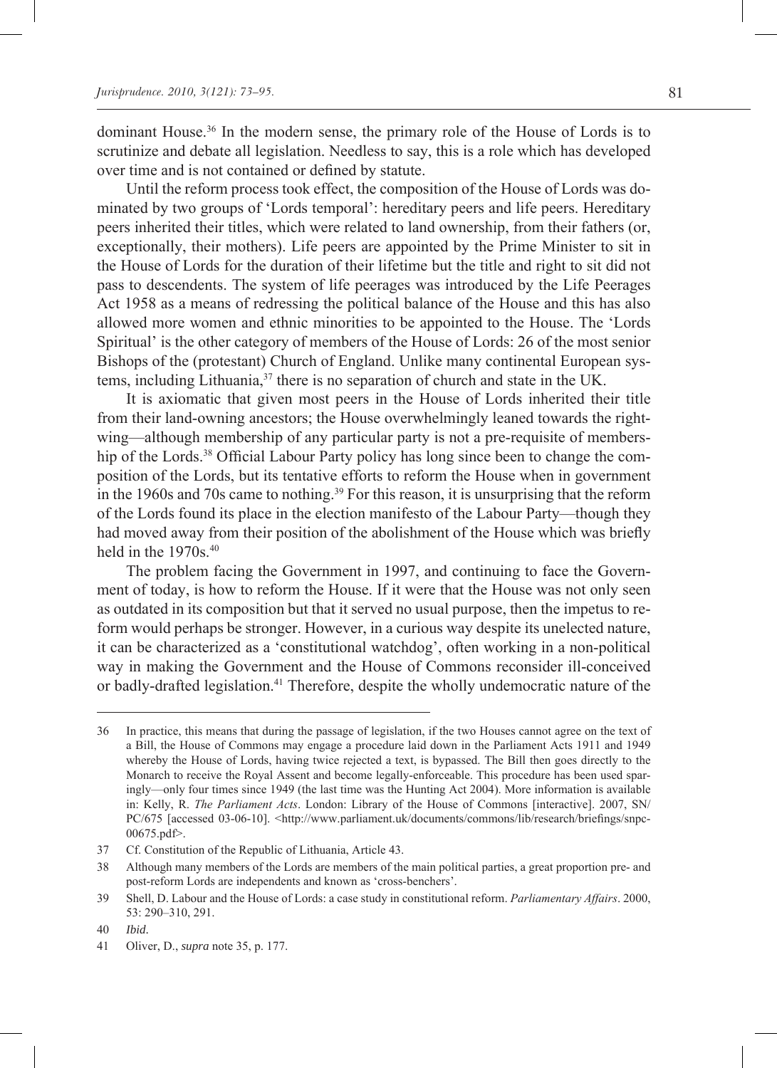dominant House.[36] In the modern sense, the primary role of the House of Lords is to scrutinize and debate all legislation. Needless to say, this is a role which has developed over time and is not contained or defined by statute.

Until the reform process took effect, the composition of the House of Lords was dominated by two groups of 'Lords temporal': hereditary peers and life peers. Hereditary peers inherited their titles, which were related to land ownership, from their fathers (or, exceptionally, their mothers). Life peers are appointed by the Prime Minister to sit in the House of Lords for the duration of their lifetime but the title and right to sit did not pass to descendents. The system of life peerages was introduced by the Life Peerages Act 1958 as a means of redressing the political balance of the House and this has also allowed more women and ethnic minorities to be appointed to the House. The 'Lords Spiritual' is the other category of members of the House of Lords: 26 of the most senior Bishops of the (protestant) Church of England. Unlike many continental European systems, including Lithuania,[37] there is no separation of church and state in the UK.

It is axiomatic that given most peers in the House of Lords inherited their title from their land-owning ancestors; the House overwhelmingly leaned towards the right-wing—although membership of any particular party is not a pre-requisite of membership of the Lords.[38] Official Labour Party policy has long since been to change the composition of the Lords, but its tentative efforts to reform the House when in government in the 1960s and 70s came to nothing.[39] For this reason, it is unsurprising that the reform of the Lords found its place in the election manifesto of the Labour Party—though they had moved away from their position of the abolishment of the House which was briefly held in the 1970s.[40]

The problem facing the Government in 1997, and continuing to face the Government of today, is how to reform the House. If it were that the House was not only seen as outdated in its composition but that it served no usual purpose, then the impetus to reform would perhaps be stronger. However, in a curious way despite its unelected nature, it can be characterized as a 'constitutional watchdog', often working in a non-political way in making the Government and the House of Commons reconsider ill-conceived or badly-drafted legislation.[41] Therefore, despite the wholly undemocratic nature of the

---

36 In practice, this means that during the passage of legislation, if the two Houses cannot agree on the text of a Bill, the House of Commons may engage a procedure laid down in the Parliament Acts 1911 and 1949 whereby the House of Lords, having twice rejected a text, is bypassed. The Bill then goes directly to the Monarch to receive the Royal Assent and become legally-enforceable. This procedure has been used sparingly—only four times since 1949 (the last time was the Hunting Act 2004). More information is available in: Kelly, R. *The Parliament Acts*. London: Library of the House of Commons [interactive]. 2007, SN/PC/675 [accessed 03-06-10]. <http://www.parliament.uk/documents/commons/lib/research/briefings/snpc-00675.pdf>.

37 Cf. Constitution of the Republic of Lithuania, Article 43.

38 Although many members of the Lords are members of the main political parties, a great proportion pre- and post-reform Lords are independents and known as 'cross-benchers'.

39 Shell, D. Labour and the House of Lords: a case study in constitutional reform. *Parliamentary Affairs*. 2000, 53: 290–310, 291.

40 *Ibid*.

41 Oliver, D., *supra* note 35, p. 177.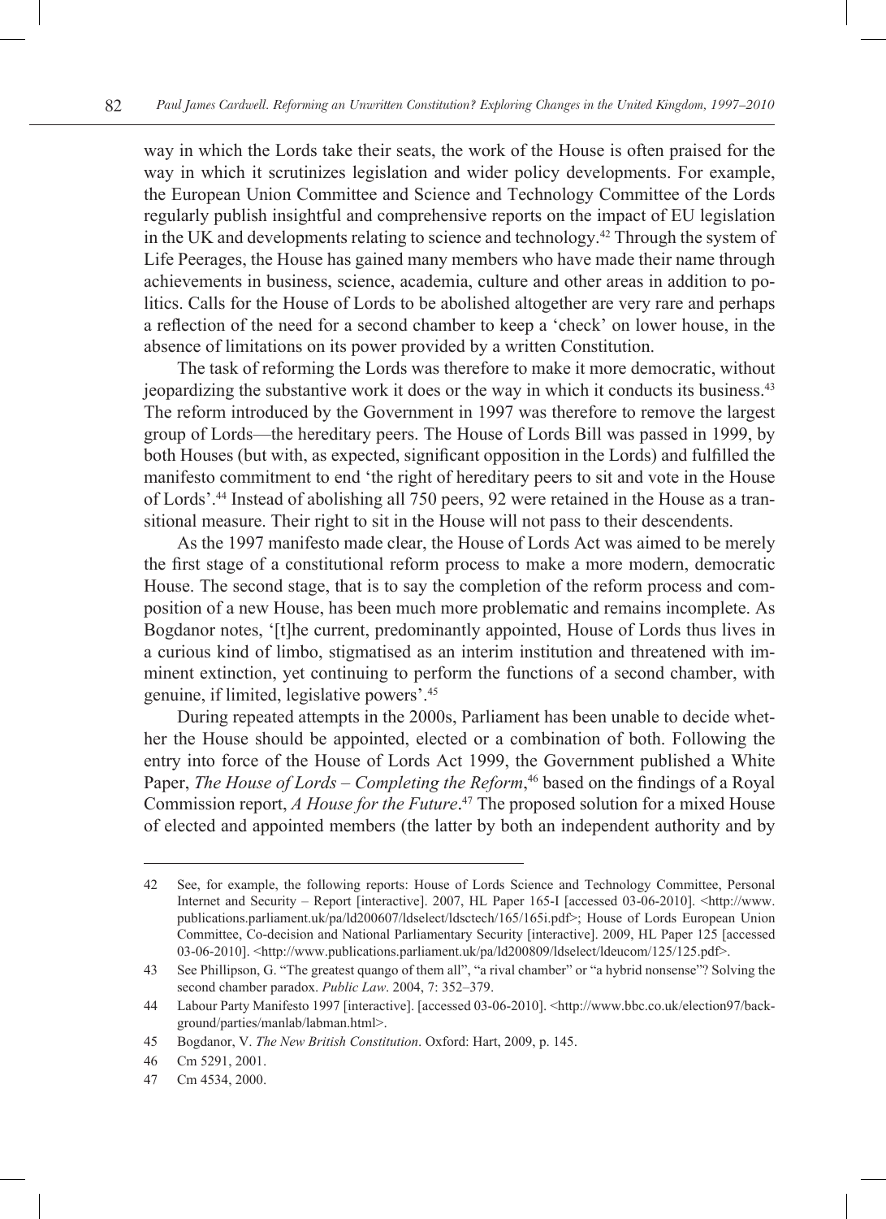way in which the Lords take their seats, the work of the House is often praised for the way in which it scrutinizes legislation and wider policy developments. For example, the European Union Committee and Science and Technology Committee of the Lords regularly publish insightful and comprehensive reports on the impact of EU legislation in the UK and developments relating to science and technology.[42] Through the system of Life Peerages, the House has gained many members who have made their name through achievements in business, science, academia, culture and other areas in addition to politics. Calls for the House of Lords to be abolished altogether are very rare and perhaps a reflection of the need for a second chamber to keep a 'check' on lower house, in the absence of limitations on its power provided by a written Constitution.

The task of reforming the Lords was therefore to make it more democratic, without jeopardizing the substantive work it does or the way in which it conducts its business.[43] The reform introduced by the Government in 1997 was therefore to remove the largest group of Lords—the hereditary peers. The House of Lords Bill was passed in 1999, by both Houses (but with, as expected, significant opposition in the Lords) and fulfilled the manifesto commitment to end 'the right of hereditary peers to sit and vote in the House of Lords'.[44] Instead of abolishing all 750 peers, 92 were retained in the House as a transitional measure. Their right to sit in the House will not pass to their descendents.

As the 1997 manifesto made clear, the House of Lords Act was aimed to be merely the first stage of a constitutional reform process to make a more modern, democratic House. The second stage, that is to say the completion of the reform process and composition of a new House, has been much more problematic and remains incomplete. As Bogdanor notes, '[t]he current, predominantly appointed, House of Lords thus lives in a curious kind of limbo, stigmatised as an interim institution and threatened with imminent extinction, yet continuing to perform the functions of a second chamber, with genuine, if limited, legislative powers'.[45]

During repeated attempts in the 2000s, Parliament has been unable to decide whether the House should be appointed, elected or a combination of both. Following the entry into force of the House of Lords Act 1999, the Government published a White Paper, *The House of Lords – Completing the Reform*,[46] based on the findings of a Royal Commission report, *A House for the Future*.[47] The proposed solution for a mixed House of elected and appointed members (the latter by both an independent authority and by

---

42 See, for example, the following reports: House of Lords Science and Technology Committee, Personal Internet and Security – Report [interactive]. 2007, HL Paper 165-I [accessed 03-06-2010]. <http://www.publications.parliament.uk/pa/ld200607/ldselect/ldsctech/165/165i.pdf>; House of Lords European Union Committee, Co-decision and National Parliamentary Security [interactive]. 2009, HL Paper 125 [accessed 03-06-2010]. <http://www.publications.parliament.uk/pa/ld200809/ldselect/ldeucom/125/125.pdf>.

43 See Phillipson, G. "The greatest quango of them all", "a rival chamber" or "a hybrid nonsense"? Solving the second chamber paradox. *Public Law*. 2004, 7: 352–379.

44 Labour Party Manifesto 1997 [interactive]. [accessed 03-06-2010]. <http://www.bbc.co.uk/election97/background/parties/manlab/labman.html>.

45 Bogdanor, V. *The New British Constitution*. Oxford: Hart, 2009, p. 145.

46 Cm 5291, 2001.

47 Cm 4534, 2000.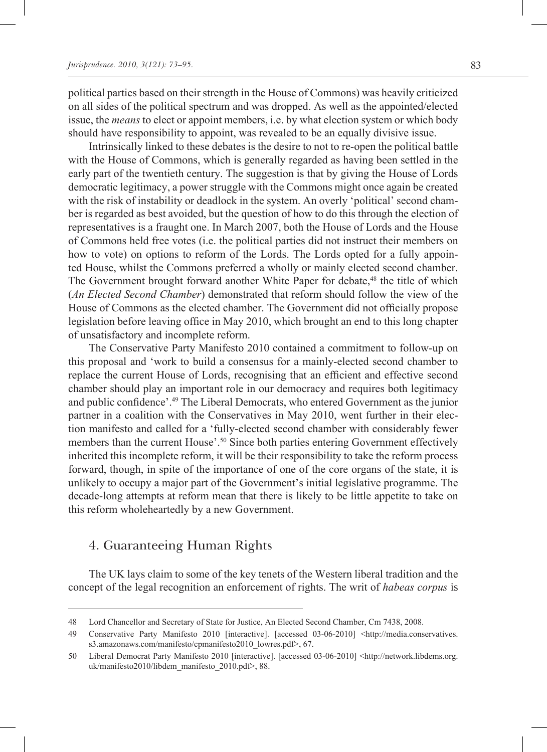political parties based on their strength in the House of Commons) was heavily criticized on all sides of the political spectrum and was dropped. As well as the appointed/elected issue, the *means* to elect or appoint members, i.e. by what election system or which body should have responsibility to appoint, was revealed to be an equally divisive issue.

Intrinsically linked to these debates is the desire to not to re-open the political battle with the House of Commons, which is generally regarded as having been settled in the early part of the twentieth century. The suggestion is that by giving the House of Lords democratic legitimacy, a power struggle with the Commons might once again be created with the risk of instability or deadlock in the system. An overly 'political' second chamber is regarded as best avoided, but the question of how to do this through the election of representatives is a fraught one. In March 2007, both the House of Lords and the House of Commons held free votes (i.e. the political parties did not instruct their members on how to vote) on options to reform of the Lords. The Lords opted for a fully appointed House, whilst the Commons preferred a wholly or mainly elected second chamber. The Government brought forward another White Paper for debate,[48] the title of which (*An Elected Second Chamber*) demonstrated that reform should follow the view of the House of Commons as the elected chamber. The Government did not officially propose legislation before leaving office in May 2010, which brought an end to this long chapter of unsatisfactory and incomplete reform.

The Conservative Party Manifesto 2010 contained a commitment to follow-up on this proposal and 'work to build a consensus for a mainly-elected second chamber to replace the current House of Lords, recognising that an efficient and effective second chamber should play an important role in our democracy and requires both legitimacy and public confidence'.[49] The Liberal Democrats, who entered Government as the junior partner in a coalition with the Conservatives in May 2010, went further in their election manifesto and called for a 'fully-elected second chamber with considerably fewer members than the current House'.[50] Since both parties entering Government effectively inherited this incomplete reform, it will be their responsibility to take the reform process forward, though, in spite of the importance of one of the core organs of the state, it is unlikely to occupy a major part of the Government's initial legislative programme. The decade-long attempts at reform mean that there is likely to be little appetite to take on this reform wholeheartedly by a new Government.

## 4. Guaranteeing Human Rights

The UK lays claim to some of the key tenets of the Western liberal tradition and the concept of the legal recognition an enforcement of rights. The writ of *habeas corpus* is

---

48 Lord Chancellor and Secretary of State for Justice, An Elected Second Chamber, Cm 7438, 2008.

49 Conservative Party Manifesto 2010 [interactive]. [accessed 03-06-2010] <http://media.conservatives.s3.amazonaws.com/manifesto/cpmanifesto2010_lowres.pdf>, 67.

50 Liberal Democrat Party Manifesto 2010 [interactive]. [accessed 03-06-2010] <http://network.libdems.org.uk/manifesto2010/libdem_manifesto_2010.pdf>, 88.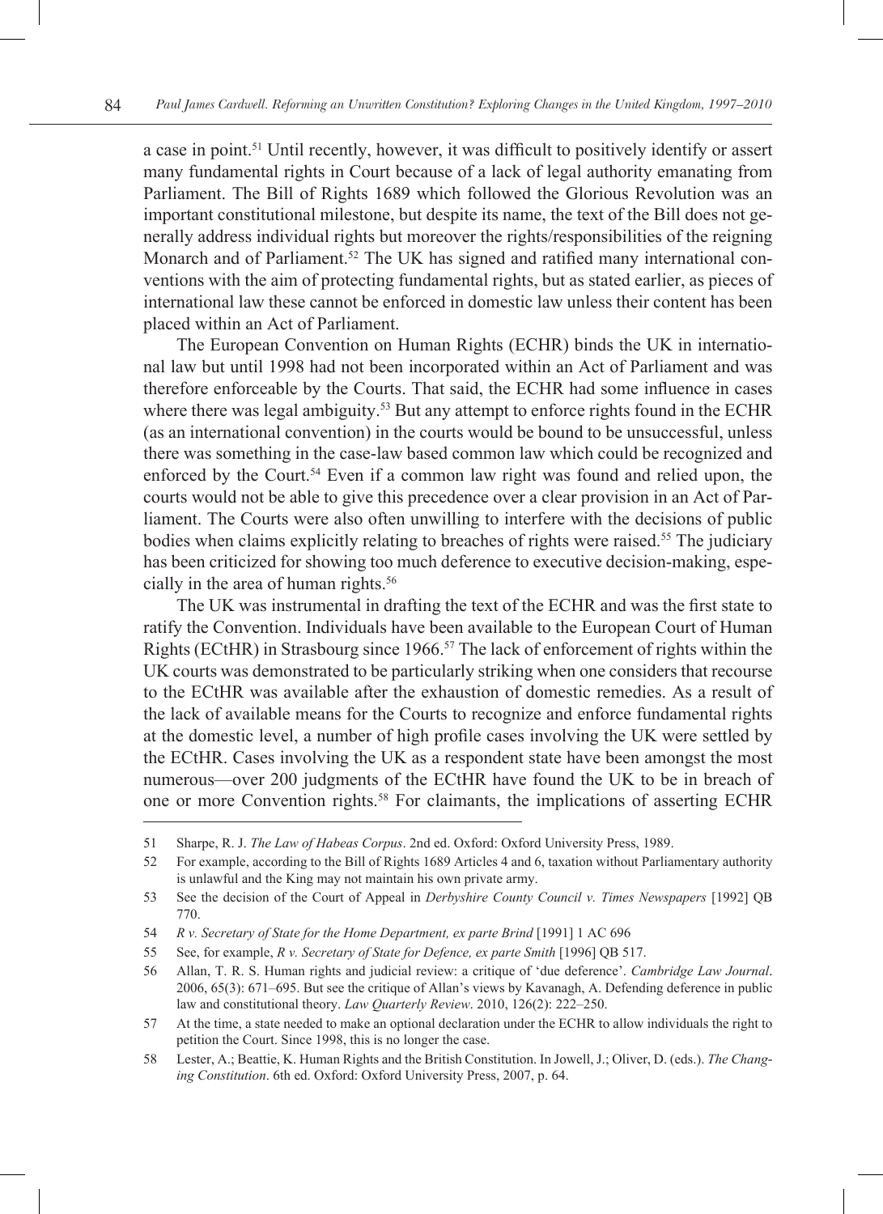a case in point.[51] Until recently, however, it was difficult to positively identify or assert many fundamental rights in Court because of a lack of legal authority emanating from Parliament. The Bill of Rights 1689 which followed the Glorious Revolution was an important constitutional milestone, but despite its name, the text of the Bill does not generally address individual rights but moreover the rights/responsibilities of the reigning Monarch and of Parliament.[52] The UK has signed and ratified many international conventions with the aim of protecting fundamental rights, but as stated earlier, as pieces of international law these cannot be enforced in domestic law unless their content has been placed within an Act of Parliament.

The European Convention on Human Rights (ECHR) binds the UK in international law but until 1998 had not been incorporated within an Act of Parliament and was therefore enforceable by the Courts. That said, the ECHR had some influence in cases where there was legal ambiguity.[53] But any attempt to enforce rights found in the ECHR (as an international convention) in the courts would be bound to be unsuccessful, unless there was something in the case-law based common law which could be recognized and enforced by the Court.[54] Even if a common law right was found and relied upon, the courts would not be able to give this precedence over a clear provision in an Act of Parliament. The Courts were also often unwilling to interfere with the decisions of public bodies when claims explicitly relating to breaches of rights were raised.[55] The judiciary has been criticized for showing too much deference to executive decision-making, especially in the area of human rights.[56]

The UK was instrumental in drafting the text of the ECHR and was the first state to ratify the Convention. Individuals have been available to the European Court of Human Rights (ECtHR) in Strasbourg since 1966.[57] The lack of enforcement of rights within the UK courts was demonstrated to be particularly striking when one considers that recourse to the ECtHR was available after the exhaustion of domestic remedies. As a result of the lack of available means for the Courts to recognize and enforce fundamental rights at the domestic level, a number of high profile cases involving the UK were settled by the ECtHR. Cases involving the UK as a respondent state have been amongst the most numerous—over 200 judgments of the ECtHR have found the UK to be in breach of one or more Convention rights.[58] For claimants, the implications of asserting ECHR

---

51 Sharpe, R. J. *The Law of Habeas Corpus*. 2nd ed. Oxford: Oxford University Press, 1989.

52 For example, according to the Bill of Rights 1689 Articles 4 and 6, taxation without Parliamentary authority is unlawful and the King may not maintain his own private army.

53 See the decision of the Court of Appeal in *Derbyshire County Council v. Times Newspapers* [1992] QB 770.

54 *R v. Secretary of State for the Home Department, ex parte Brind* [1991] 1 AC 696

55 See, for example, *R v. Secretary of State for Defence, ex parte Smith* [1996] QB 517.

56 Allan, T. R. S. Human rights and judicial review: a critique of 'due deference'. *Cambridge Law Journal*. 2006, 65(3): 671–695. But see the critique of Allan's views by Kavanagh, A. Defending deference in public law and constitutional theory. *Law Quarterly Review*. 2010, 126(2): 222–250.

57 At the time, a state needed to make an optional declaration under the ECHR to allow individuals the right to petition the Court. Since 1998, this is no longer the case.

58 Lester, A.; Beattie, K. Human Rights and the British Constitution. In Jowell, J.; Oliver, D. (eds.). *The Changing Constitution*. 6th ed. Oxford: Oxford University Press, 2007, p. 64.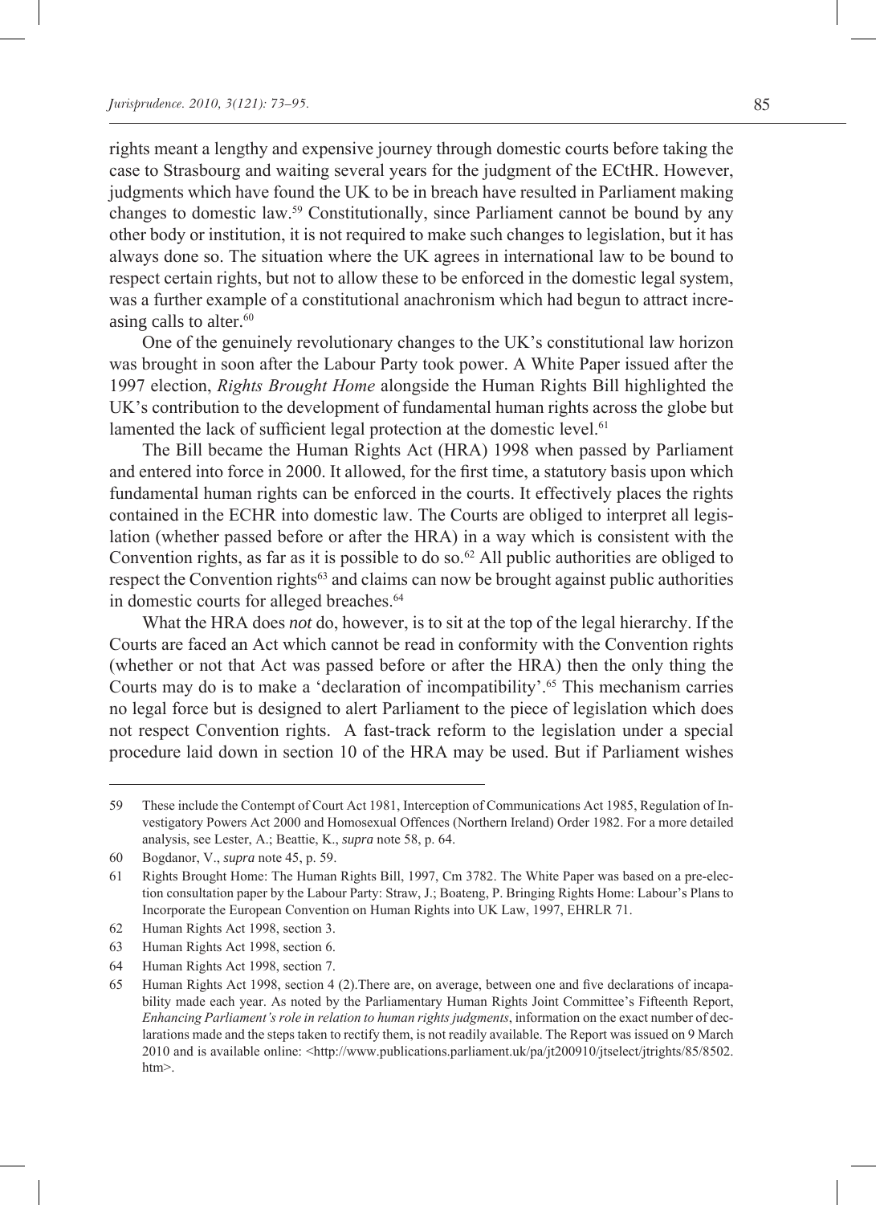rights meant a lengthy and expensive journey through domestic courts before taking the case to Strasbourg and waiting several years for the judgment of the ECtHR. However, judgments which have found the UK to be in breach have resulted in Parliament making changes to domestic law.[59] Constitutionally, since Parliament cannot be bound by any other body or institution, it is not required to make such changes to legislation, but it has always done so. The situation where the UK agrees in international law to be bound to respect certain rights, but not to allow these to be enforced in the domestic legal system, was a further example of a constitutional anachronism which had begun to attract increasing calls to alter.[60]

One of the genuinely revolutionary changes to the UK's constitutional law horizon was brought in soon after the Labour Party took power. A White Paper issued after the 1997 election, *Rights Brought Home* alongside the Human Rights Bill highlighted the UK's contribution to the development of fundamental human rights across the globe but lamented the lack of sufficient legal protection at the domestic level.[61]

The Bill became the Human Rights Act (HRA) 1998 when passed by Parliament and entered into force in 2000. It allowed, for the first time, a statutory basis upon which fundamental human rights can be enforced in the courts. It effectively places the rights contained in the ECHR into domestic law. The Courts are obliged to interpret all legislation (whether passed before or after the HRA) in a way which is consistent with the Convention rights, as far as it is possible to do so.[62] All public authorities are obliged to respect the Convention rights[63] and claims can now be brought against public authorities in domestic courts for alleged breaches.[64]

What the HRA does *not* do, however, is to sit at the top of the legal hierarchy. If the Courts are faced an Act which cannot be read in conformity with the Convention rights (whether or not that Act was passed before or after the HRA) then the only thing the Courts may do is to make a 'declaration of incompatibility'.[65] This mechanism carries no legal force but is designed to alert Parliament to the piece of legislation which does not respect Convention rights. A fast-track reform to the legislation under a special procedure laid down in section 10 of the HRA may be used. But if Parliament wishes

---

59 These include the Contempt of Court Act 1981, Interception of Communications Act 1985, Regulation of Investigatory Powers Act 2000 and Homosexual Offences (Northern Ireland) Order 1982. For a more detailed analysis, see Lester, A.; Beattie, K., *supra* note 58, p. 64.

60 Bogdanor, V., *supra* note 45, p. 59.

61 Rights Brought Home: The Human Rights Bill, 1997, Cm 3782. The White Paper was based on a pre-election consultation paper by the Labour Party: Straw, J.; Boateng, P. Bringing Rights Home: Labour's Plans to Incorporate the European Convention on Human Rights into UK Law, 1997, EHRLR 71.

62 Human Rights Act 1998, section 3.

63 Human Rights Act 1998, section 6.

64 Human Rights Act 1998, section 7.

65 Human Rights Act 1998, section 4 (2).There are, on average, between one and five declarations of incapability made each year. As noted by the Parliamentary Human Rights Joint Committee's Fifteenth Report, *Enhancing Parliament's role in relation to human rights judgments*, information on the exact number of declarations made and the steps taken to rectify them, is not readily available. The Report was issued on 9 March 2010 and is available online: <http://www.publications.parliament.uk/pa/jt200910/jtselect/jtrights/85/8502.htm>.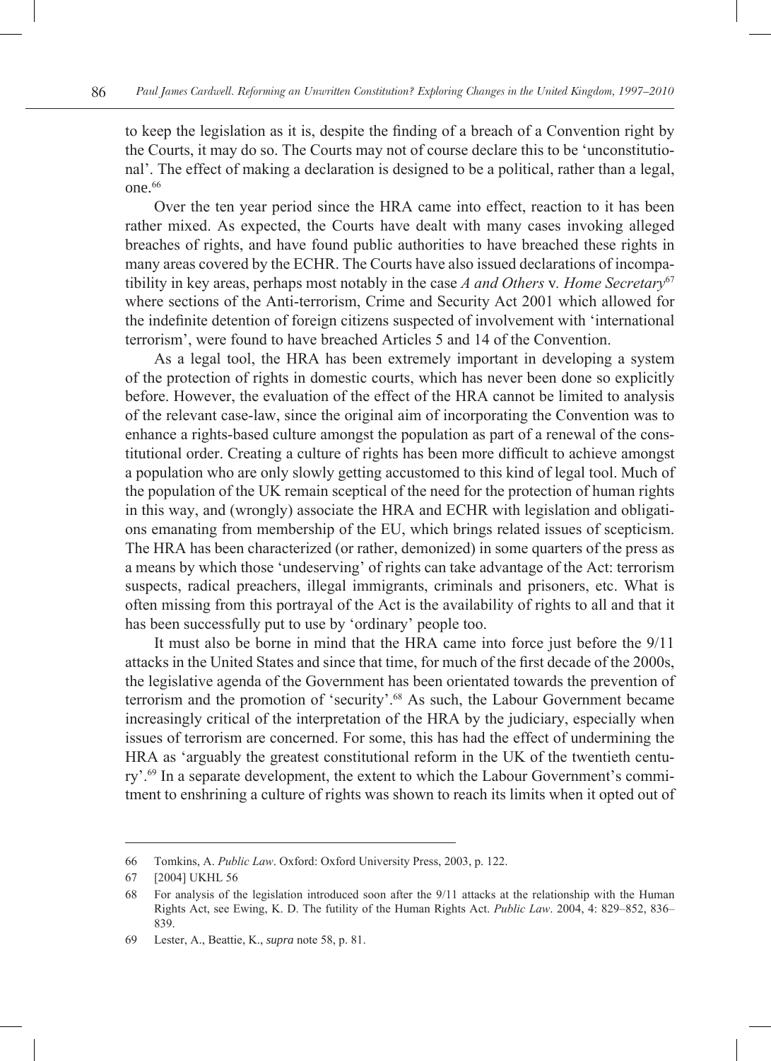to keep the legislation as it is, despite the finding of a breach of a Convention right by the Courts, it may do so. The Courts may not of course declare this to be 'unconstitutional'. The effect of making a declaration is designed to be a political, rather than a legal, one.[66]

Over the ten year period since the HRA came into effect, reaction to it has been rather mixed. As expected, the Courts have dealt with many cases invoking alleged breaches of rights, and have found public authorities to have breached these rights in many areas covered by the ECHR. The Courts have also issued declarations of incompatibility in key areas, perhaps most notably in the case *A and Others* v*. Home Secretary*[67] where sections of the Anti-terrorism, Crime and Security Act 2001 which allowed for the indefinite detention of foreign citizens suspected of involvement with 'international terrorism', were found to have breached Articles 5 and 14 of the Convention.

As a legal tool, the HRA has been extremely important in developing a system of the protection of rights in domestic courts, which has never been done so explicitly before. However, the evaluation of the effect of the HRA cannot be limited to analysis of the relevant case-law, since the original aim of incorporating the Convention was to enhance a rights-based culture amongst the population as part of a renewal of the constitutional order. Creating a culture of rights has been more difficult to achieve amongst a population who are only slowly getting accustomed to this kind of legal tool. Much of the population of the UK remain sceptical of the need for the protection of human rights in this way, and (wrongly) associate the HRA and ECHR with legislation and obligations emanating from membership of the EU, which brings related issues of scepticism. The HRA has been characterized (or rather, demonized) in some quarters of the press as a means by which those 'undeserving' of rights can take advantage of the Act: terrorism suspects, radical preachers, illegal immigrants, criminals and prisoners, etc. What is often missing from this portrayal of the Act is the availability of rights to all and that it has been successfully put to use by 'ordinary' people too.

It must also be borne in mind that the HRA came into force just before the 9/11 attacks in the United States and since that time, for much of the first decade of the 2000s, the legislative agenda of the Government has been orientated towards the prevention of terrorism and the promotion of 'security'.[68] As such, the Labour Government became increasingly critical of the interpretation of the HRA by the judiciary, especially when issues of terrorism are concerned. For some, this has had the effect of undermining the HRA as 'arguably the greatest constitutional reform in the UK of the twentieth century'.[69] In a separate development, the extent to which the Labour Government's commitment to enshrining a culture of rights was shown to reach its limits when it opted out of

---

66 Tomkins, A. *Public Law*. Oxford: Oxford University Press, 2003, p. 122.

67 [2004] UKHL 56

68 For analysis of the legislation introduced soon after the 9/11 attacks at the relationship with the Human Rights Act, see Ewing, K. D. The futility of the Human Rights Act. *Public Law*. 2004, 4: 829–852, 836–839.

69 Lester, A., Beattie, K., *supra* note 58, p. 81.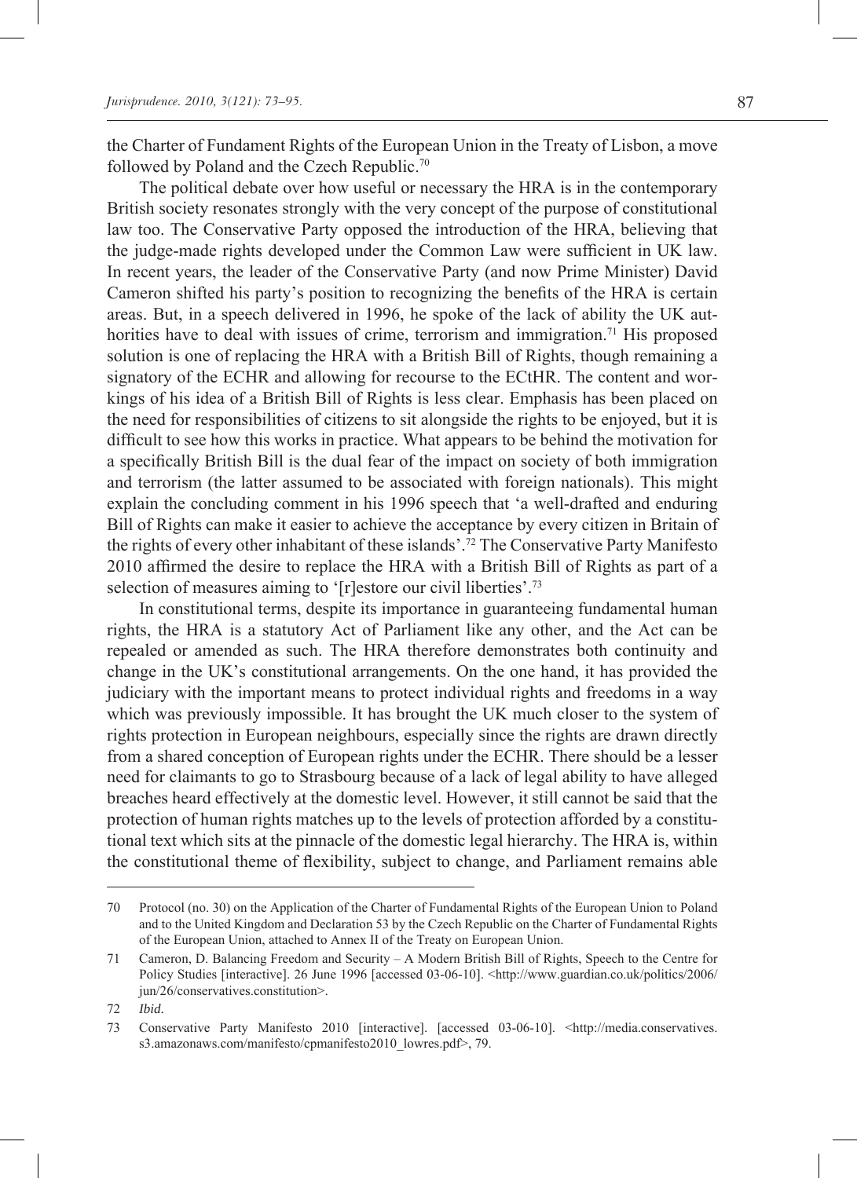the Charter of Fundament Rights of the European Union in the Treaty of Lisbon, a move followed by Poland and the Czech Republic.[70]

The political debate over how useful or necessary the HRA is in the contemporary British society resonates strongly with the very concept of the purpose of constitutional law too. The Conservative Party opposed the introduction of the HRA, believing that the judge-made rights developed under the Common Law were sufficient in UK law. In recent years, the leader of the Conservative Party (and now Prime Minister) David Cameron shifted his party's position to recognizing the benefits of the HRA is certain areas. But, in a speech delivered in 1996, he spoke of the lack of ability the UK authorities have to deal with issues of crime, terrorism and immigration.[71] His proposed solution is one of replacing the HRA with a British Bill of Rights, though remaining a signatory of the ECHR and allowing for recourse to the ECtHR. The content and workings of his idea of a British Bill of Rights is less clear. Emphasis has been placed on the need for responsibilities of citizens to sit alongside the rights to be enjoyed, but it is difficult to see how this works in practice. What appears to be behind the motivation for a specifically British Bill is the dual fear of the impact on society of both immigration and terrorism (the latter assumed to be associated with foreign nationals). This might explain the concluding comment in his 1996 speech that 'a well-drafted and enduring Bill of Rights can make it easier to achieve the acceptance by every citizen in Britain of the rights of every other inhabitant of these islands'.[72] The Conservative Party Manifesto 2010 affirmed the desire to replace the HRA with a British Bill of Rights as part of a selection of measures aiming to '[r]estore our civil liberties'.[73]

In constitutional terms, despite its importance in guaranteeing fundamental human rights, the HRA is a statutory Act of Parliament like any other, and the Act can be repealed or amended as such. The HRA therefore demonstrates both continuity and change in the UK's constitutional arrangements. On the one hand, it has provided the judiciary with the important means to protect individual rights and freedoms in a way which was previously impossible. It has brought the UK much closer to the system of rights protection in European neighbours, especially since the rights are drawn directly from a shared conception of European rights under the ECHR. There should be a lesser need for claimants to go to Strasbourg because of a lack of legal ability to have alleged breaches heard effectively at the domestic level. However, it still cannot be said that the protection of human rights matches up to the levels of protection afforded by a constitutional text which sits at the pinnacle of the domestic legal hierarchy. The HRA is, within the constitutional theme of flexibility, subject to change, and Parliament remains able

---

70 Protocol (no. 30) on the Application of the Charter of Fundamental Rights of the European Union to Poland and to the United Kingdom and Declaration 53 by the Czech Republic on the Charter of Fundamental Rights of the European Union, attached to Annex II of the Treaty on European Union.

71 Cameron, D. Balancing Freedom and Security – A Modern British Bill of Rights, Speech to the Centre for Policy Studies [interactive]. 26 June 1996 [accessed 03-06-10]. <http://www.guardian.co.uk/politics/2006/jun/26/conservatives.constitution>.

72 *Ibid*.

73 Conservative Party Manifesto 2010 [interactive]. [accessed 03-06-10]. <http://media.conservatives.s3.amazonaws.com/manifesto/cpmanifesto2010_lowres.pdf>, 79.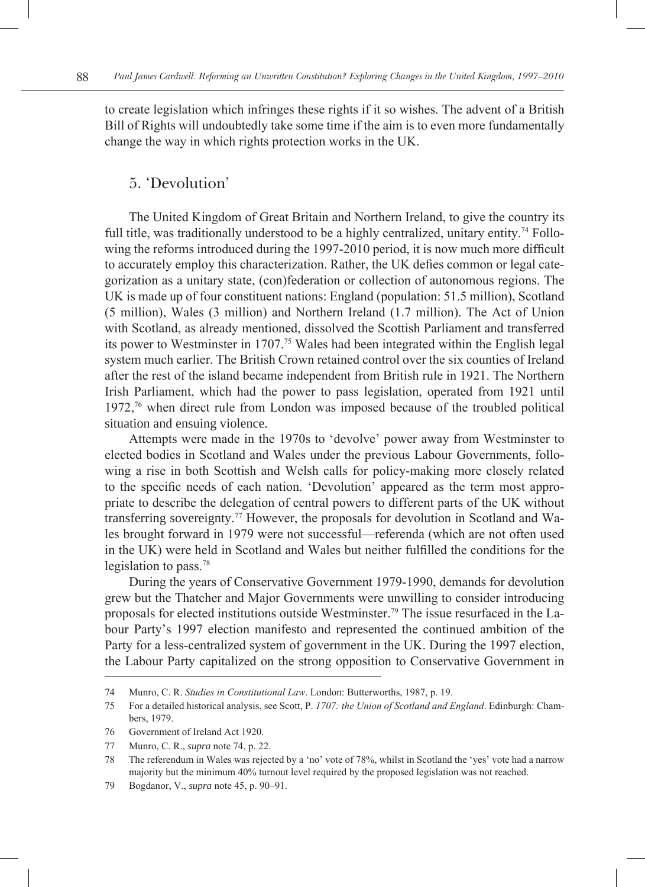to create legislation which infringes these rights if it so wishes. The advent of a British Bill of Rights will undoubtedly take some time if the aim is to even more fundamentally change the way in which rights protection works in the UK.

## 5. 'Devolution'

The United Kingdom of Great Britain and Northern Ireland, to give the country its full title, was traditionally understood to be a highly centralized, unitary entity.[74] Following the reforms introduced during the 1997-2010 period, it is now much more difficult to accurately employ this characterization. Rather, the UK defies common or legal categorization as a unitary state, (con)federation or collection of autonomous regions. The UK is made up of four constituent nations: England (population: 51.5 million), Scotland (5 million), Wales (3 million) and Northern Ireland (1.7 million). The Act of Union with Scotland, as already mentioned, dissolved the Scottish Parliament and transferred its power to Westminster in 1707.[75] Wales had been integrated within the English legal system much earlier. The British Crown retained control over the six counties of Ireland after the rest of the island became independent from British rule in 1921. The Northern Irish Parliament, which had the power to pass legislation, operated from 1921 until 1972,[76] when direct rule from London was imposed because of the troubled political situation and ensuing violence.

Attempts were made in the 1970s to 'devolve' power away from Westminster to elected bodies in Scotland and Wales under the previous Labour Governments, following a rise in both Scottish and Welsh calls for policy-making more closely related to the specific needs of each nation. 'Devolution' appeared as the term most appropriate to describe the delegation of central powers to different parts of the UK without transferring sovereignty.[77] However, the proposals for devolution in Scotland and Wales brought forward in 1979 were not successful—referenda (which are not often used in the UK) were held in Scotland and Wales but neither fulfilled the conditions for the legislation to pass.[78]

During the years of Conservative Government 1979-1990, demands for devolution grew but the Thatcher and Major Governments were unwilling to consider introducing proposals for elected institutions outside Westminster.[79] The issue resurfaced in the Labour Party's 1997 election manifesto and represented the continued ambition of the Party for a less-centralized system of government in the UK. During the 1997 election, the Labour Party capitalized on the strong opposition to Conservative Government in

---

74 Munro, C. R. *Studies in Constitutional Law*. London: Butterworths, 1987, p. 19.

75 For a detailed historical analysis, see Scott, P. *1707: the Union of Scotland and England*. Edinburgh: Chambers, 1979.

76 Government of Ireland Act 1920.

77 Munro, C. R., *supra* note 74, p. 22.

78 The referendum in Wales was rejected by a 'no' vote of 78%, whilst in Scotland the 'yes' vote had a narrow majority but the minimum 40% turnout level required by the proposed legislation was not reached.

79 Bogdanor, V., *supra* note 45, p. 90–91.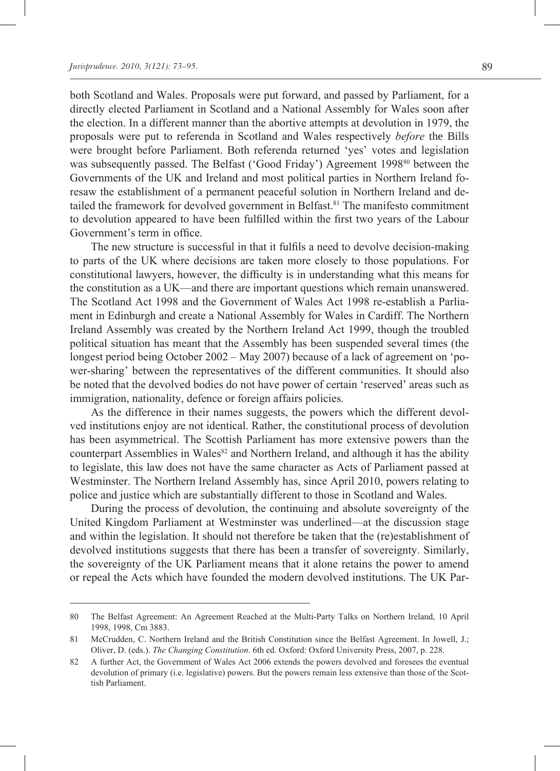both Scotland and Wales. Proposals were put forward, and passed by Parliament, for a directly elected Parliament in Scotland and a National Assembly for Wales soon after the election. In a different manner than the abortive attempts at devolution in 1979, the proposals were put to referenda in Scotland and Wales respectively *before* the Bills were brought before Parliament. Both referenda returned 'yes' votes and legislation was subsequently passed. The Belfast ('Good Friday') Agreement 1998[80] between the Governments of the UK and Ireland and most political parties in Northern Ireland foresaw the establishment of a permanent peaceful solution in Northern Ireland and detailed the framework for devolved government in Belfast.[81] The manifesto commitment to devolution appeared to have been fulfilled within the first two years of the Labour Government's term in office.

The new structure is successful in that it fulfils a need to devolve decision-making to parts of the UK where decisions are taken more closely to those populations. For constitutional lawyers, however, the difficulty is in understanding what this means for the constitution as a UK—and there are important questions which remain unanswered. The Scotland Act 1998 and the Government of Wales Act 1998 re-establish a Parliament in Edinburgh and create a National Assembly for Wales in Cardiff. The Northern Ireland Assembly was created by the Northern Ireland Act 1999, though the troubled political situation has meant that the Assembly has been suspended several times (the longest period being October 2002 – May 2007) because of a lack of agreement on 'power-sharing' between the representatives of the different communities. It should also be noted that the devolved bodies do not have power of certain 'reserved' areas such as immigration, nationality, defence or foreign affairs policies.

As the difference in their names suggests, the powers which the different devolved institutions enjoy are not identical. Rather, the constitutional process of devolution has been asymmetrical. The Scottish Parliament has more extensive powers than the counterpart Assemblies in Wales[82] and Northern Ireland, and although it has the ability to legislate, this law does not have the same character as Acts of Parliament passed at Westminster. The Northern Ireland Assembly has, since April 2010, powers relating to police and justice which are substantially different to those in Scotland and Wales.

During the process of devolution, the continuing and absolute sovereignty of the United Kingdom Parliament at Westminster was underlined—at the discussion stage and within the legislation. It should not therefore be taken that the (re)establishment of devolved institutions suggests that there has been a transfer of sovereignty. Similarly, the sovereignty of the UK Parliament means that it alone retains the power to amend or repeal the Acts which have founded the modern devolved institutions. The UK Par-

---

80 The Belfast Agreement: An Agreement Reached at the Multi-Party Talks on Northern Ireland, 10 April 1998, 1998, Cm 3883.

81 McCrudden, C. Northern Ireland and the British Constitution since the Belfast Agreement. In Jowell, J.; Oliver, D. (eds.). *The Changing Constitution*. 6th ed. Oxford: Oxford University Press, 2007, p. 228.

82 A further Act, the Government of Wales Act 2006 extends the powers devolved and foresees the eventual devolution of primary (i.e. legislative) powers. But the powers remain less extensive than those of the Scottish Parliament.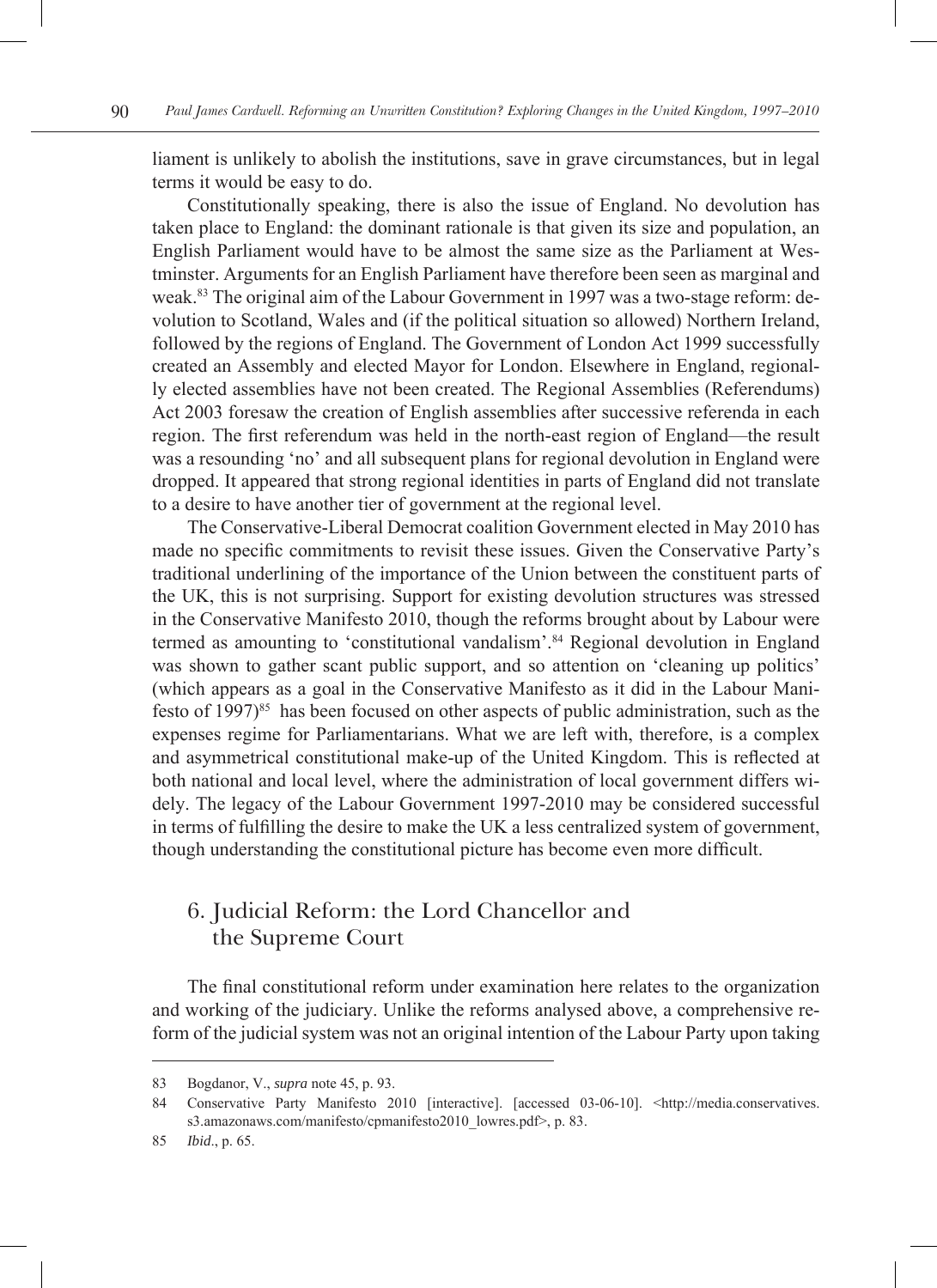liament is unlikely to abolish the institutions, save in grave circumstances, but in legal terms it would be easy to do.

Constitutionally speaking, there is also the issue of England. No devolution has taken place to England: the dominant rationale is that given its size and population, an English Parliament would have to be almost the same size as the Parliament at Westminster. Arguments for an English Parliament have therefore been seen as marginal and weak.[83] The original aim of the Labour Government in 1997 was a two-stage reform: devolution to Scotland, Wales and (if the political situation so allowed) Northern Ireland, followed by the regions of England. The Government of London Act 1999 successfully created an Assembly and elected Mayor for London. Elsewhere in England, regionally elected assemblies have not been created. The Regional Assemblies (Referendums) Act 2003 foresaw the creation of English assemblies after successive referenda in each region. The first referendum was held in the north-east region of England—the result was a resounding 'no' and all subsequent plans for regional devolution in England were dropped. It appeared that strong regional identities in parts of England did not translate to a desire to have another tier of government at the regional level.

The Conservative-Liberal Democrat coalition Government elected in May 2010 has made no specific commitments to revisit these issues. Given the Conservative Party's traditional underlining of the importance of the Union between the constituent parts of the UK, this is not surprising. Support for existing devolution structures was stressed in the Conservative Manifesto 2010, though the reforms brought about by Labour were termed as amounting to 'constitutional vandalism'.[84] Regional devolution in England was shown to gather scant public support, and so attention on 'cleaning up politics' (which appears as a goal in the Conservative Manifesto as it did in the Labour Manifesto of 1997)[85] has been focused on other aspects of public administration, such as the expenses regime for Parliamentarians. What we are left with, therefore, is a complex and asymmetrical constitutional make-up of the United Kingdom. This is reflected at both national and local level, where the administration of local government differs widely. The legacy of the Labour Government 1997-2010 may be considered successful in terms of fulfilling the desire to make the UK a less centralized system of government, though understanding the constitutional picture has become even more difficult.

## 6. Judicial Reform: the Lord Chancellor and the Supreme Court

The final constitutional reform under examination here relates to the organization and working of the judiciary. Unlike the reforms analysed above, a comprehensive reform of the judicial system was not an original intention of the Labour Party upon taking

---

83 Bogdanor, V., *supra* note 45, p. 93.

84 Conservative Party Manifesto 2010 [interactive]. [accessed 03-06-10]. <http://media.conservatives.s3.amazonaws.com/manifesto/cpmanifesto2010_lowres.pdf>, p. 83.

85 *Ibid*., p. 65.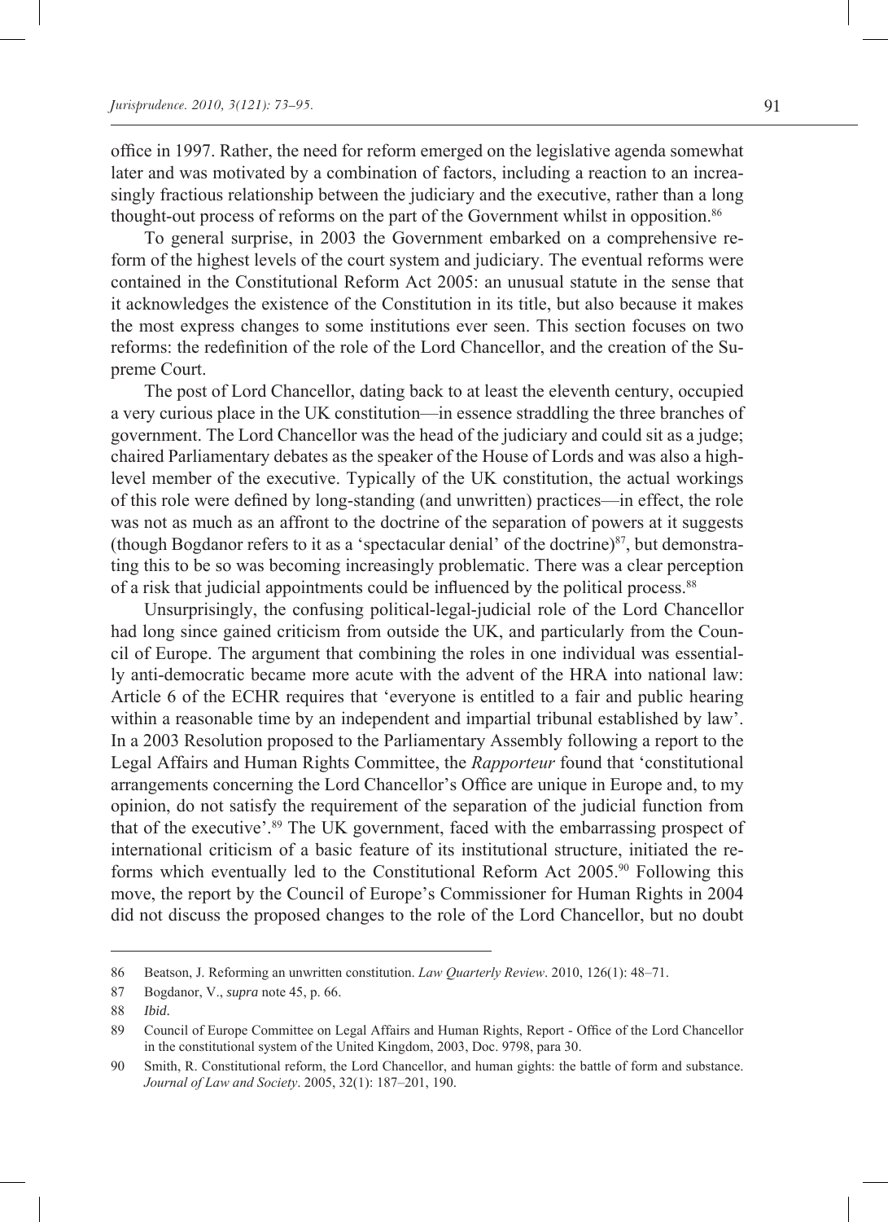office in 1997. Rather, the need for reform emerged on the legislative agenda somewhat later and was motivated by a combination of factors, including a reaction to an increasingly fractious relationship between the judiciary and the executive, rather than a long thought-out process of reforms on the part of the Government whilst in opposition.[86]

To general surprise, in 2003 the Government embarked on a comprehensive reform of the highest levels of the court system and judiciary. The eventual reforms were contained in the Constitutional Reform Act 2005: an unusual statute in the sense that it acknowledges the existence of the Constitution in its title, but also because it makes the most express changes to some institutions ever seen. This section focuses on two reforms: the redefinition of the role of the Lord Chancellor, and the creation of the Supreme Court.

The post of Lord Chancellor, dating back to at least the eleventh century, occupied a very curious place in the UK constitution—in essence straddling the three branches of government. The Lord Chancellor was the head of the judiciary and could sit as a judge; chaired Parliamentary debates as the speaker of the House of Lords and was also a high-level member of the executive. Typically of the UK constitution, the actual workings of this role were defined by long-standing (and unwritten) practices—in effect, the role was not as much as an affront to the doctrine of the separation of powers at it suggests (though Bogdanor refers to it as a 'spectacular denial' of the doctrine)[87], but demonstrating this to be so was becoming increasingly problematic. There was a clear perception of a risk that judicial appointments could be influenced by the political process.[88]

Unsurprisingly, the confusing political-legal-judicial role of the Lord Chancellor had long since gained criticism from outside the UK, and particularly from the Council of Europe. The argument that combining the roles in one individual was essentially anti-democratic became more acute with the advent of the HRA into national law: Article 6 of the ECHR requires that 'everyone is entitled to a fair and public hearing within a reasonable time by an independent and impartial tribunal established by law'. In a 2003 Resolution proposed to the Parliamentary Assembly following a report to the Legal Affairs and Human Rights Committee, the *Rapporteur* found that 'constitutional arrangements concerning the Lord Chancellor's Office are unique in Europe and, to my opinion, do not satisfy the requirement of the separation of the judicial function from that of the executive'.[89] The UK government, faced with the embarrassing prospect of international criticism of a basic feature of its institutional structure, initiated the reforms which eventually led to the Constitutional Reform Act 2005.[90] Following this move, the report by the Council of Europe's Commissioner for Human Rights in 2004 did not discuss the proposed changes to the role of the Lord Chancellor, but no doubt

---

86 Beatson, J. Reforming an unwritten constitution. *Law Quarterly Review*. 2010, 126(1): 48–71.

87 Bogdanor, V., *supra* note 45, p. 66.

88 *Ibid*.

89 Council of Europe Committee on Legal Affairs and Human Rights, Report - Office of the Lord Chancellor in the constitutional system of the United Kingdom, 2003, Doc. 9798, para 30.

90 Smith, R. Constitutional reform, the Lord Chancellor, and human gights: the battle of form and substance. *Journal of Law and Society*. 2005, 32(1): 187–201, 190.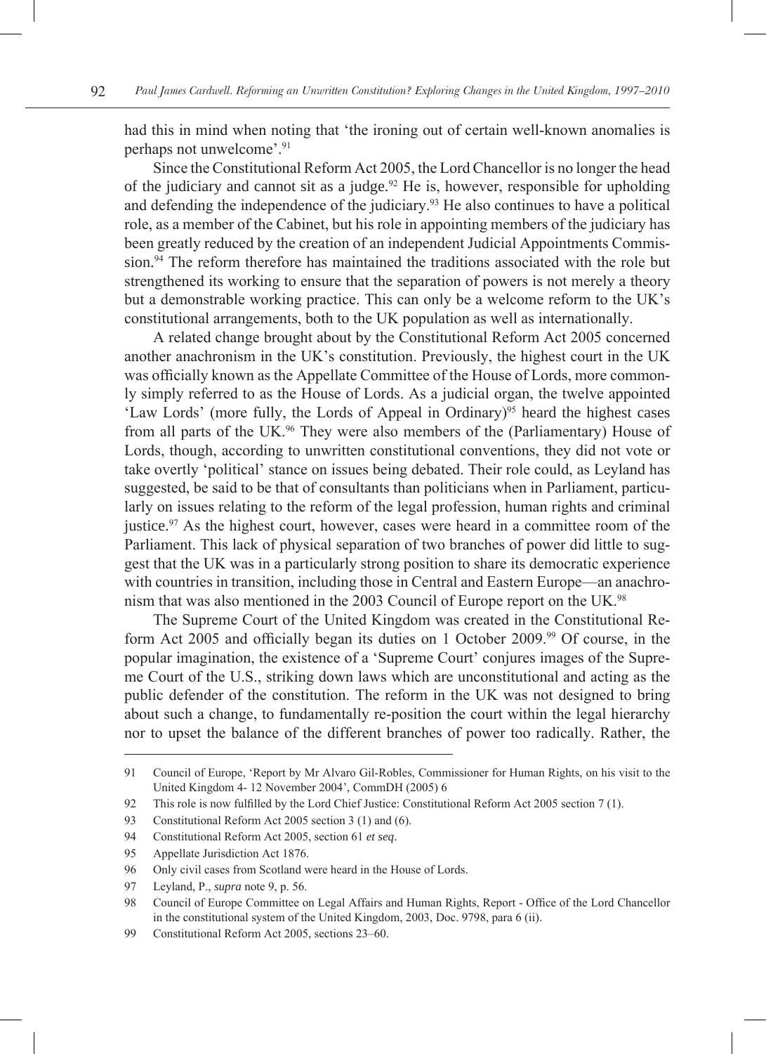had this in mind when noting that 'the ironing out of certain well-known anomalies is perhaps not unwelcome'.[91]

Since the Constitutional Reform Act 2005, the Lord Chancellor is no longer the head of the judiciary and cannot sit as a judge.[92] He is, however, responsible for upholding and defending the independence of the judiciary.[93] He also continues to have a political role, as a member of the Cabinet, but his role in appointing members of the judiciary has been greatly reduced by the creation of an independent Judicial Appointments Commission.[94] The reform therefore has maintained the traditions associated with the role but strengthened its working to ensure that the separation of powers is not merely a theory but a demonstrable working practice. This can only be a welcome reform to the UK's constitutional arrangements, both to the UK population as well as internationally.

A related change brought about by the Constitutional Reform Act 2005 concerned another anachronism in the UK's constitution. Previously, the highest court in the UK was officially known as the Appellate Committee of the House of Lords, more commonly simply referred to as the House of Lords. As a judicial organ, the twelve appointed 'Law Lords' (more fully, the Lords of Appeal in Ordinary)[95] heard the highest cases from all parts of the UK.[96] They were also members of the (Parliamentary) House of Lords, though, according to unwritten constitutional conventions, they did not vote or take overtly 'political' stance on issues being debated. Their role could, as Leyland has suggested, be said to be that of consultants than politicians when in Parliament, particularly on issues relating to the reform of the legal profession, human rights and criminal justice.[97] As the highest court, however, cases were heard in a committee room of the Parliament. This lack of physical separation of two branches of power did little to suggest that the UK was in a particularly strong position to share its democratic experience with countries in transition, including those in Central and Eastern Europe—an anachronism that was also mentioned in the 2003 Council of Europe report on the UK.[98]

The Supreme Court of the United Kingdom was created in the Constitutional Reform Act 2005 and officially began its duties on 1 October 2009.[99] Of course, in the popular imagination, the existence of a 'Supreme Court' conjures images of the Supreme Court of the U.S., striking down laws which are unconstitutional and acting as the public defender of the constitution. The reform in the UK was not designed to bring about such a change, to fundamentally re-position the court within the legal hierarchy nor to upset the balance of the different branches of power too radically. Rather, the

---

91 Council of Europe, 'Report by Mr Alvaro Gil-Robles, Commissioner for Human Rights, on his visit to the United Kingdom 4- 12 November 2004', CommDH (2005) 6

92 This role is now fulfilled by the Lord Chief Justice: Constitutional Reform Act 2005 section 7 (1).

93 Constitutional Reform Act 2005 section 3 (1) and (6).

94 Constitutional Reform Act 2005, section 61 *et seq*.

95 Appellate Jurisdiction Act 1876.

96 Only civil cases from Scotland were heard in the House of Lords.

97 Leyland, P., *supra* note 9, p. 56.

98 Council of Europe Committee on Legal Affairs and Human Rights, Report - Office of the Lord Chancellor in the constitutional system of the United Kingdom, 2003, Doc. 9798, para 6 (ii).

99 Constitutional Reform Act 2005, sections 23–60.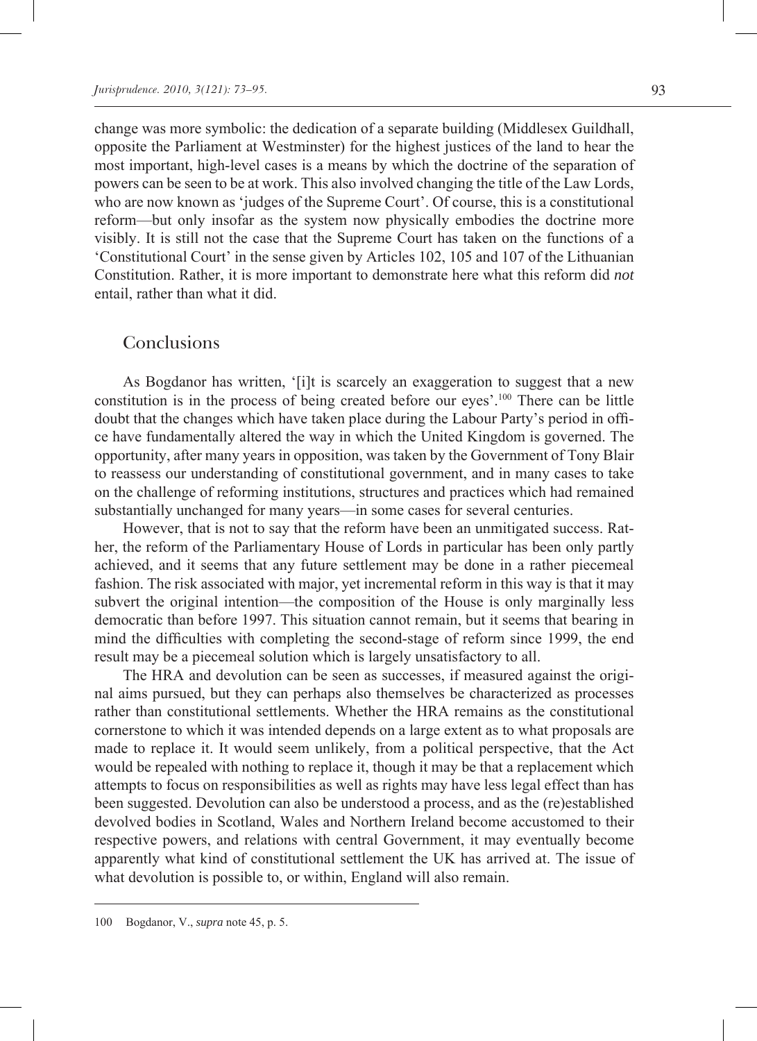change was more symbolic: the dedication of a separate building (Middlesex Guildhall, opposite the Parliament at Westminster) for the highest justices of the land to hear the most important, high-level cases is a means by which the doctrine of the separation of powers can be seen to be at work. This also involved changing the title of the Law Lords, who are now known as 'judges of the Supreme Court'. Of course, this is a constitutional reform—but only insofar as the system now physically embodies the doctrine more visibly. It is still not the case that the Supreme Court has taken on the functions of a 'Constitutional Court' in the sense given by Articles 102, 105 and 107 of the Lithuanian Constitution. Rather, it is more important to demonstrate here what this reform did *not* entail, rather than what it did.

## Conclusions

As Bogdanor has written, '[i]t is scarcely an exaggeration to suggest that a new constitution is in the process of being created before our eyes'.[100] There can be little doubt that the changes which have taken place during the Labour Party's period in office have fundamentally altered the way in which the United Kingdom is governed. The opportunity, after many years in opposition, was taken by the Government of Tony Blair to reassess our understanding of constitutional government, and in many cases to take on the challenge of reforming institutions, structures and practices which had remained substantially unchanged for many years—in some cases for several centuries.

However, that is not to say that the reform have been an unmitigated success. Rather, the reform of the Parliamentary House of Lords in particular has been only partly achieved, and it seems that any future settlement may be done in a rather piecemeal fashion. The risk associated with major, yet incremental reform in this way is that it may subvert the original intention—the composition of the House is only marginally less democratic than before 1997. This situation cannot remain, but it seems that bearing in mind the difficulties with completing the second-stage of reform since 1999, the end result may be a piecemeal solution which is largely unsatisfactory to all.

The HRA and devolution can be seen as successes, if measured against the original aims pursued, but they can perhaps also themselves be characterized as processes rather than constitutional settlements. Whether the HRA remains as the constitutional cornerstone to which it was intended depends on a large extent as to what proposals are made to replace it. It would seem unlikely, from a political perspective, that the Act would be repealed with nothing to replace it, though it may be that a replacement which attempts to focus on responsibilities as well as rights may have less legal effect than has been suggested. Devolution can also be understood a process, and as the (re)established devolved bodies in Scotland, Wales and Northern Ireland become accustomed to their respective powers, and relations with central Government, it may eventually become apparently what kind of constitutional settlement the UK has arrived at. The issue of what devolution is possible to, or within, England will also remain.

---

100 Bogdanor, V., *supra* note 45, p. 5.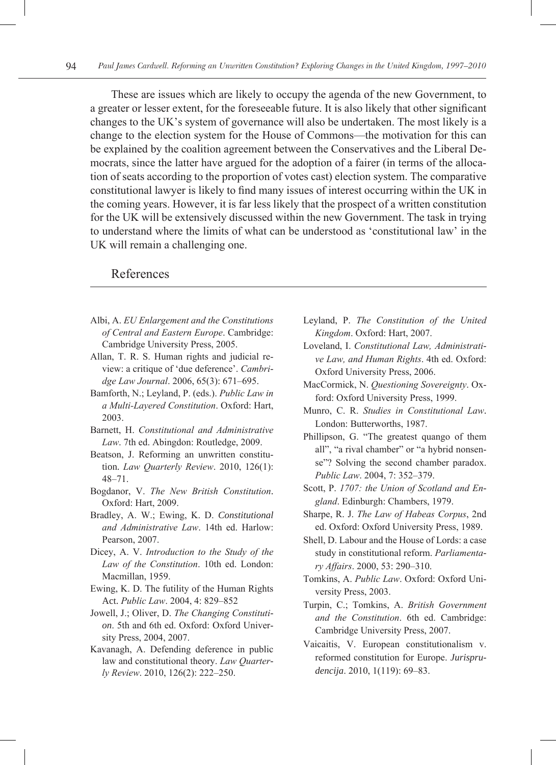These are issues which are likely to occupy the agenda of the new Government, to a greater or lesser extent, for the foreseeable future. It is also likely that other significant changes to the UK's system of governance will also be undertaken. The most likely is a change to the election system for the House of Commons—the motivation for this can be explained by the coalition agreement between the Conservatives and the Liberal Democrats, since the latter have argued for the adoption of a fairer (in terms of the allocation of seats according to the proportion of votes cast) election system. The comparative constitutional lawyer is likely to find many issues of interest occurring within the UK in the coming years. However, it is far less likely that the prospect of a written constitution for the UK will be extensively discussed within the new Government. The task in trying to understand where the limits of what can be understood as 'constitutional law' in the UK will remain a challenging one.

## References

Albi, A. *EU Enlargement and the Constitutions of Central and Eastern Europe*. Cambridge: Cambridge University Press, 2005.

Allan, T. R. S. Human rights and judicial review: a critique of 'due deference'. *Cambridge Law Journal*. 2006, 65(3): 671–695.

Bamforth, N.; Leyland, P. (eds.). *Public Law in a Multi-Layered Constitution*. Oxford: Hart, 2003.

Barnett, H. *Constitutional and Administrative Law*. 7th ed. Abingdon: Routledge, 2009.

Beatson, J. Reforming an unwritten constitution. *Law Quarterly Review*. 2010, 126(1): 48–71.

Bogdanor, V. *The New British Constitution*. Oxford: Hart, 2009.

Bradley, A. W.; Ewing, K. D. *Constitutional and Administrative Law*. 14th ed. Harlow: Pearson, 2007.

Dicey, A. V. *Introduction to the Study of the Law of the Constitution*. 10th ed. London: Macmillan, 1959.

Ewing, K. D. The futility of the Human Rights Act. *Public Law*. 2004, 4: 829–852

Jowell, J.; Oliver, D. *The Changing Constitution*. 5th and 6th ed. Oxford: Oxford University Press, 2004, 2007.

Kavanagh, A. Defending deference in public law and constitutional theory. *Law Quarterly Review*. 2010, 126(2): 222–250.

Leyland, P. *The Constitution of the United Kingdom*. Oxford: Hart, 2007.

Loveland, I. *Constitutional Law, Administrative Law, and Human Rights*. 4th ed. Oxford: Oxford University Press, 2006.

MacCormick, N. *Questioning Sovereignty*. Oxford: Oxford University Press, 1999.

Munro, C. R. *Studies in Constitutional Law*. London: Butterworths, 1987.

Phillipson, G. "The greatest quango of them all", "a rival chamber" or "a hybrid nonsense"? Solving the second chamber paradox. *Public Law*. 2004, 7: 352–379.

Scott, P. *1707: the Union of Scotland and England*. Edinburgh: Chambers, 1979.

Sharpe, R. J. *The Law of Habeas Corpus*, 2nd ed. Oxford: Oxford University Press, 1989.

Shell, D. Labour and the House of Lords: a case study in constitutional reform. *Parliamentary Affairs*. 2000, 53: 290–310.

Tomkins, A. *Public Law*. Oxford: Oxford University Press, 2003.

Turpin, C.; Tomkins, A. *British Government and the Constitution*. 6th ed. Cambridge: Cambridge University Press, 2007.

Vaicaitis, V. European constitutionalism v. reformed constitution for Europe. *Jurisprudencija*. 2010, 1(119): 69–83.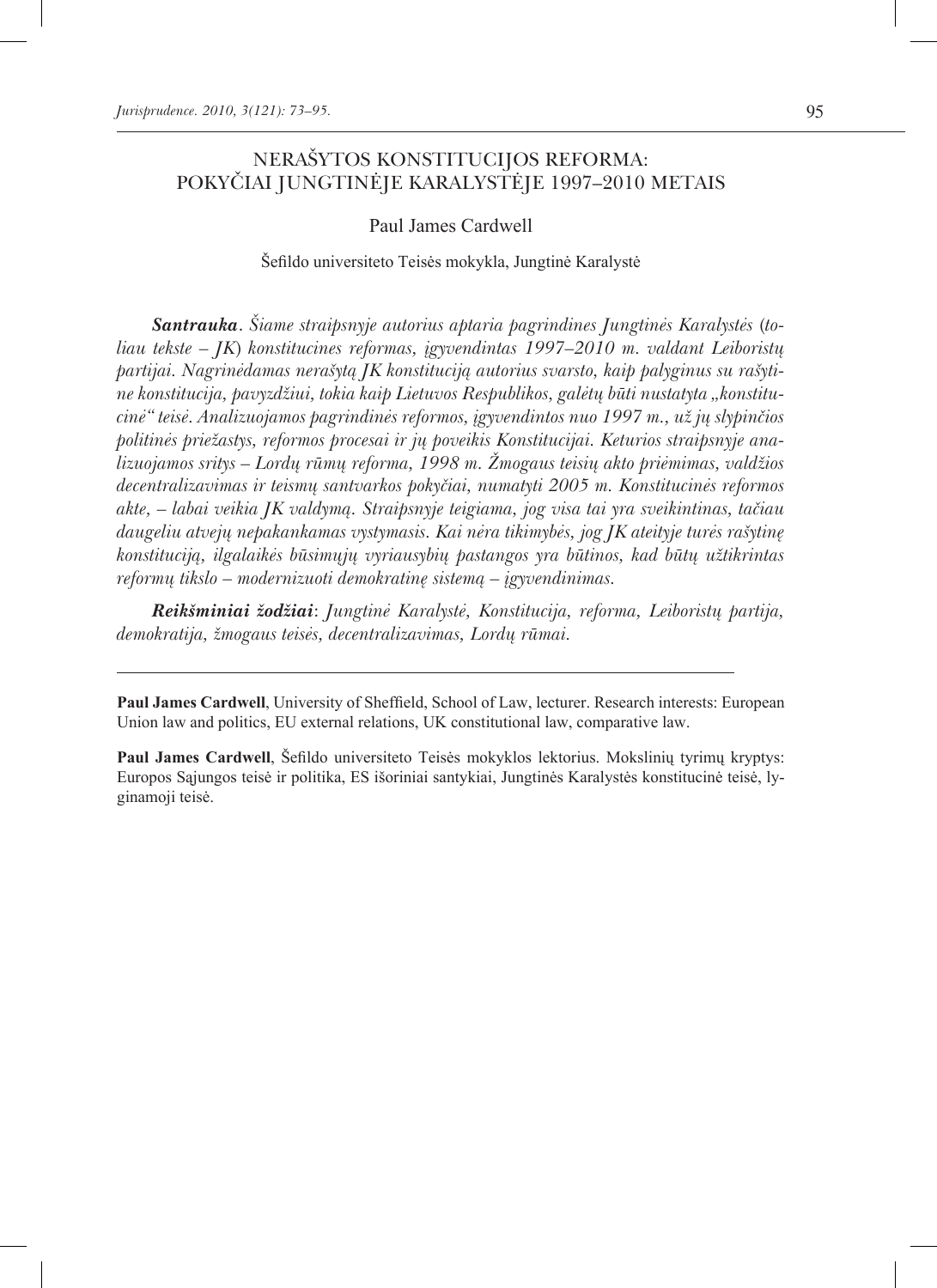# NERAŠYTOS KONSTITUCIJOS REFORMA: POKYČIAI JUNGTINĖJE KARALYSTĖJE 1997–2010 METAIS

Paul James Cardwell

Šefildo universiteto Teisės mokykla, Jungtinė Karalystė

***Santrauka***. *Šiame straipsnyje autorius aptaria pagrindines Jungtinės Karalystės (toliau tekste – JK) konstitucines reformas, įgyvendintas 1997–2010 m. valdant Leiboristų partijai. Nagrinėdamas nerašytą JK konstituciją autorius svarsto, kaip palyginus su rašytine konstitucija, pavyzdžiui, tokia kaip Lietuvos Respublikos, galėtų būti nustatyta „konstitucinė" teisė. Analizuojamos pagrindinės reformos, įgyvendintos nuo 1997 m., už jų slypinčios politinės priežastys, reformos procesai ir jų poveikis Konstitucijai. Keturios straipsnyje analizuojamos sritys – Lordų rūmų reforma, 1998 m. Žmogaus teisių akto priėmimas, valdžios decentralizavimas ir teismų santvarkos pokyčiai, numatyti 2005 m. Konstitucinės reformos akte, – labai veikia JK valdymą. Straipsnyje teigiama, jog visa tai yra sveikintinas, tačiau daugeliu atvejų nepakankamas vystymasis. Kai nėra tikimybės, jog JK ateityje turės rašytinę konstituciją, ilgalaikės būsimųjų vyriausybių pastangos yra būtinos, kad būtų užtikrintas reformų tikslo – modernizuoti demokratinę sistemą – įgyvendinimas.*

***Reikšminiai žodžiai***: *Jungtinė Karalystė, Konstitucija, reforma, Leiboristų partija, demokratija, žmogaus teisės, decentralizavimas, Lordų rūmai.*

---

**Paul James Cardwell**, University of Sheffield, School of Law, lecturer. Research interests: European Union law and politics, EU external relations, UK constitutional law, comparative law.

**Paul James Cardwell**, Šefildo universiteto Teisės mokyklos lektorius. Mokslinių tyrimų kryptys: Europos Sąjungos teisė ir politika, ES išoriniai santykiai, Jungtinės Karalystės konstitucinė teisė, lyginamoji teisė.